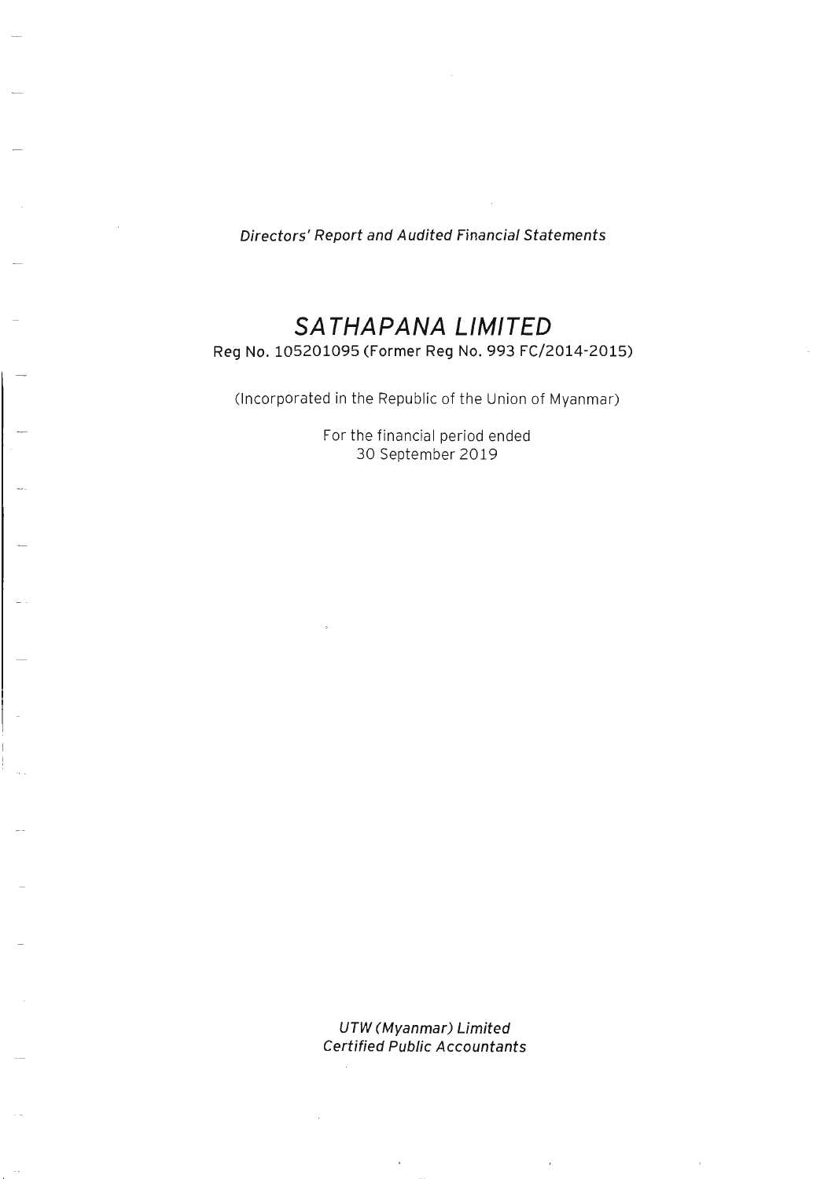*Directors' Report and Audited Financial Statements*

# *SATHAPANA LIMITED*

Reg No. 105201095 (Former Reg No. 993 FC/2014-2015)

(Incorporated in the Republic of the Union of Myanmar)

For the financial period ended
30 September 2019

*UTW (Myanmar) Limited*
*Certified Public Accountants*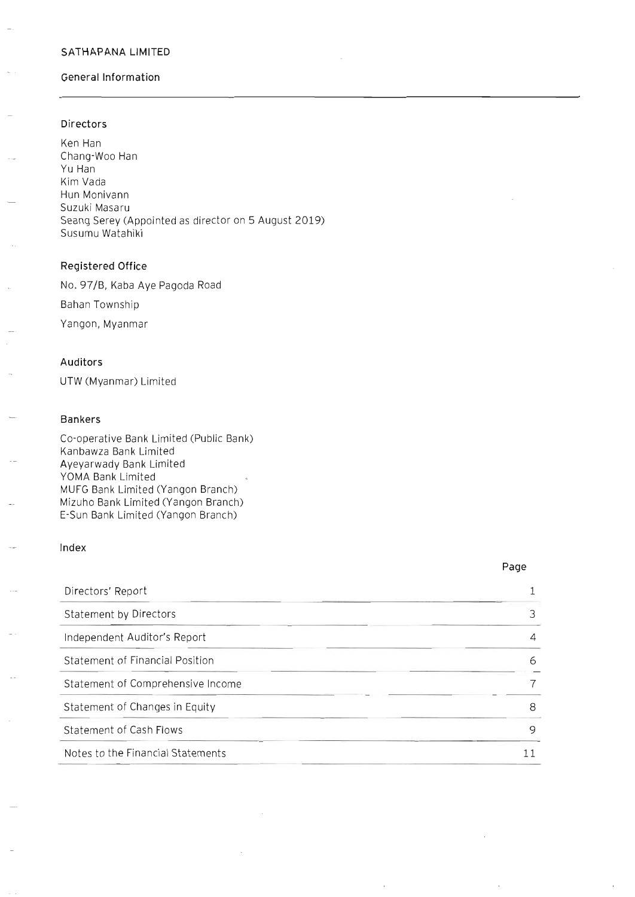SATHAPANA LIMITED

## General Information

### Directors

Ken Han
Chang-Woo Han
Yu Han
Kim Vada
Hun Monivann
Suzuki Masaru
Seang Serey (Appointed as director on 5 August 2019)
Susumu Watahiki

### Registered Office

No. 97/B, Kaba Aye Pagoda Road

Bahan Township

Yangon, Myanmar

### Auditors

UTW (Myanmar) Limited

### Bankers

Co-operative Bank Limited (Public Bank)
Kanbawza Bank Limited
Ayeyarwady Bank Limited
YOMA Bank Limited
MUFG Bank Limited (Yangon Branch)
Mizuho Bank Limited (Yangon Branch)
E-Sun Bank Limited (Yangon Branch)

### Index

| | Page |
|---|---|
| Directors' Report | 1 |
| Statement by Directors | 3 |
| Independent Auditor's Report | 4 |
| Statement of Financial Position | 6 |
| Statement of Comprehensive Income | 7 |
| Statement of Changes in Equity | 8 |
| Statement of Cash Flows | 9 |
| Notes to the Financial Statements | 11 |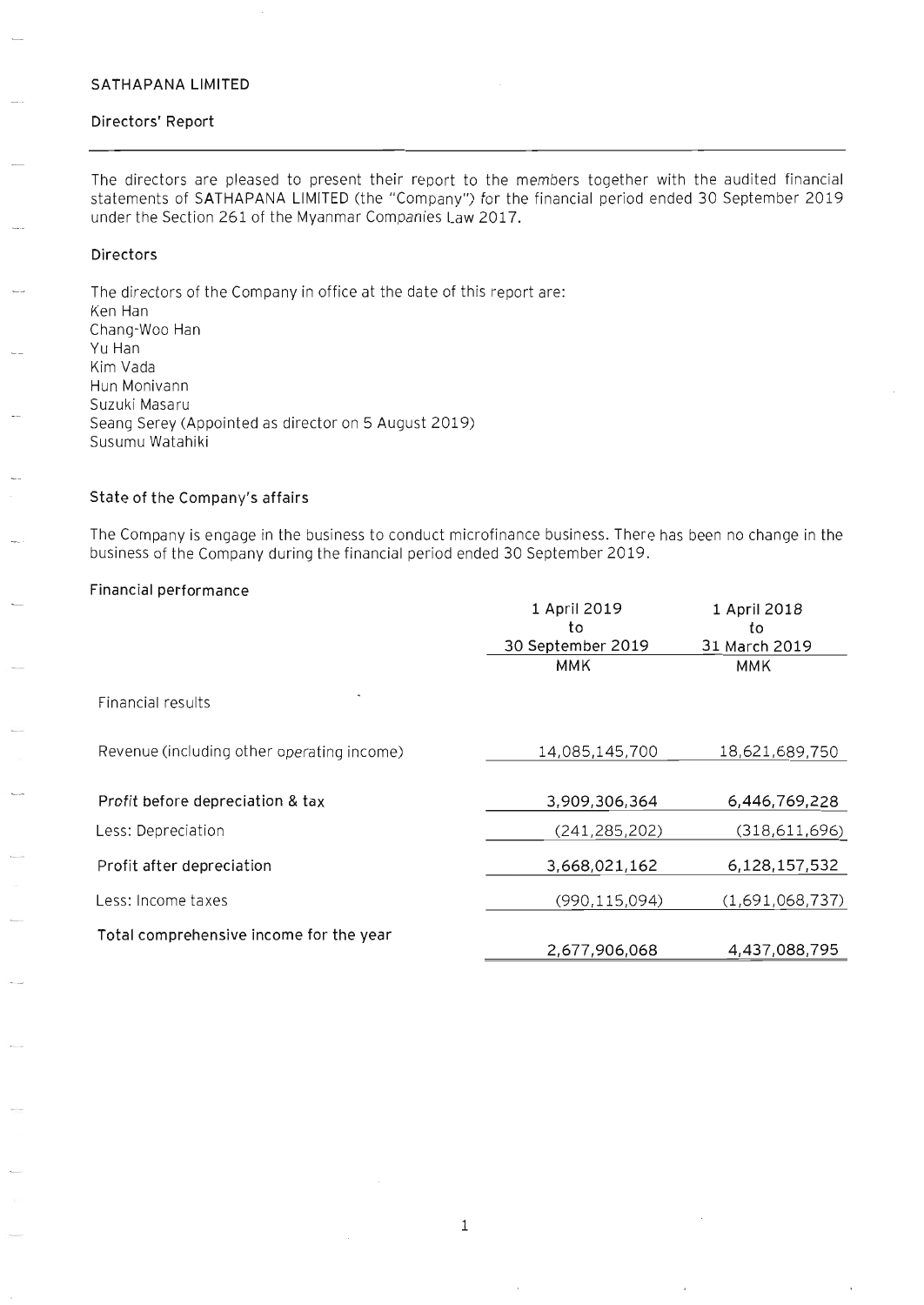SATHAPANA LIMITED

Directors' Report

The directors are pleased to present their report to the members together with the audited financial statements of SATHAPANA LIMITED (the "Company") for the financial period ended 30 September 2019 under the Section 261 of the Myanmar Companies Law 2017.

## Directors

The directors of the Company in office at the date of this report are:
Ken Han
Chang-Woo Han
Yu Han
Kim Vada
Hun Monivann
Suzuki Masaru
Seang Serey (Appointed as director on 5 August 2019)
Susumu Watahiki

## State of the Company's affairs

The Company is engage in the business to conduct microfinance business. There has been no change in the business of the Company during the financial period ended 30 September 2019.

## Financial performance

| | 1 April 2019 to 30 September 2019 | 1 April 2018 to 31 March 2019 |
|---|---|---|
| | MMK | MMK |
| Financial results | | |
| Revenue (including other operating income) | 14,085,145,700 | 18,621,689,750 |
| **Profit before depreciation & tax** | 3,909,306,364 | 6,446,769,228 |
| Less: Depreciation | (241,285,202) | (318,611,696) |
| **Profit after depreciation** | 3,668,021,162 | 6,128,157,532 |
| Less: Income taxes | (990,115,094) | (1,691,068,737) |
| **Total comprehensive income for the year** | 2,677,906,068 | 4,437,088,795 |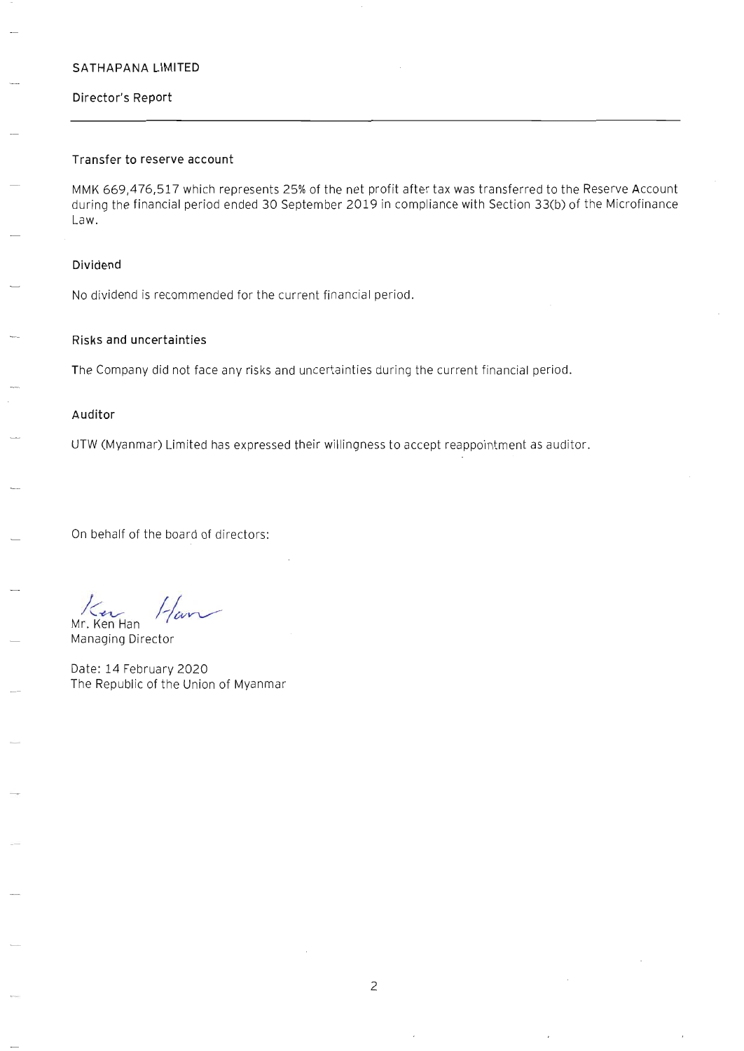SATHAPANA LIMITED

Director's Report

### Transfer to reserve account

MMK 669,476,517 which represents 25% of the net profit after tax was transferred to the Reserve Account during the financial period ended 30 September 2019 in compliance with Section 33(b) of the Microfinance Law.

### Dividend

No dividend is recommended for the current financial period.

### Risks and uncertainties

The Company did not face any risks and uncertainties during the current financial period.

### Auditor

UTW (Myanmar) Limited has expressed their willingness to accept reappointment as auditor.

On behalf of the board of directors:

Mr. Ken Han
Managing Director

Date: 14 February 2020
The Republic of the Union of Myanmar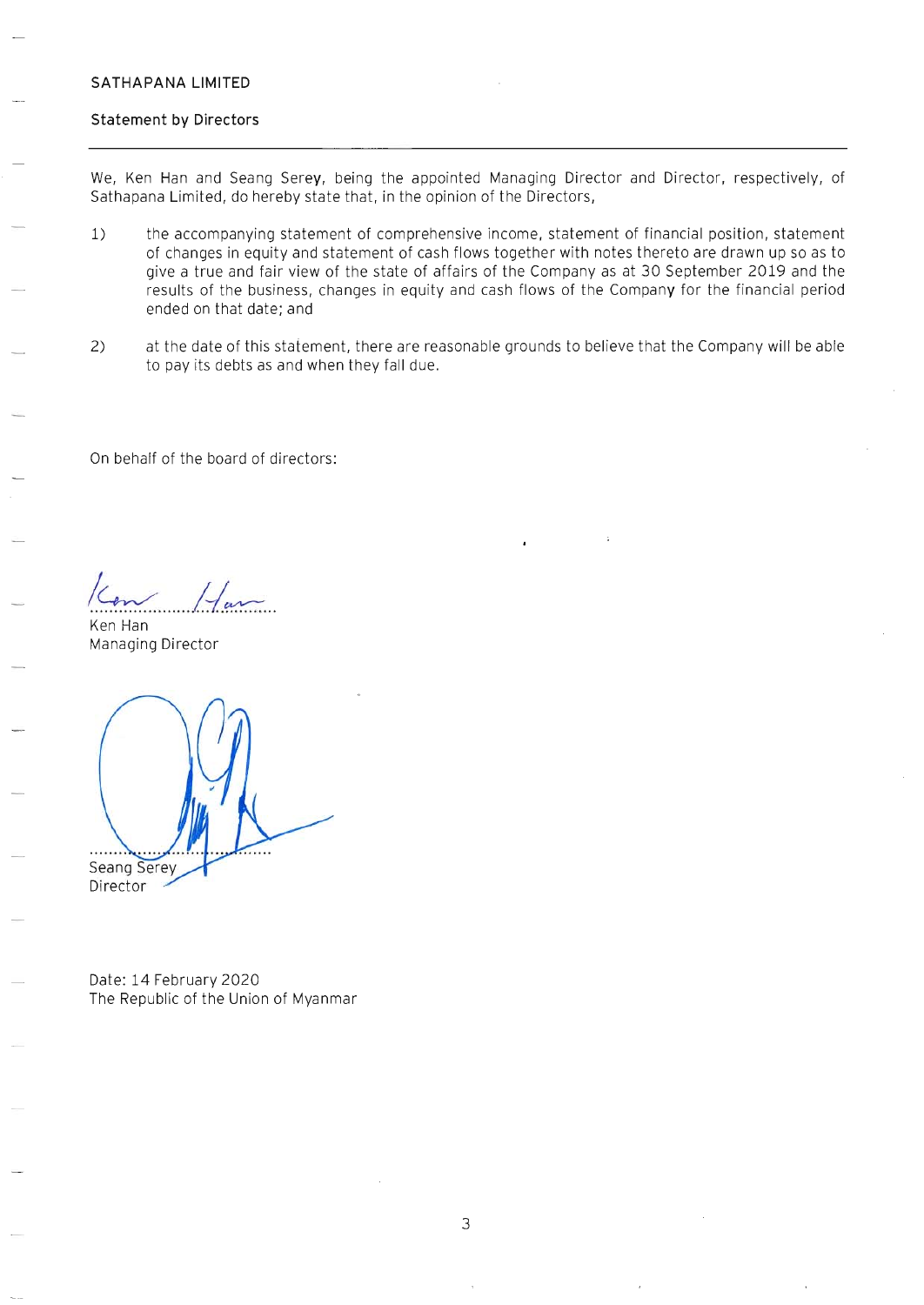SATHAPANA LIMITED

## Statement by Directors

We, Ken Han and Seang Serey, being the appointed Managing Director and Director, respectively, of Sathapana Limited, do hereby state that, in the opinion of the Directors,

1) the accompanying statement of comprehensive income, statement of financial position, statement of changes in equity and statement of cash flows together with notes thereto are drawn up so as to give a true and fair view of the state of affairs of the Company as at 30 September 2019 and the results of the business, changes in equity and cash flows of the Company for the financial period ended on that date; and

2) at the date of this statement, there are reasonable grounds to believe that the Company will be able to pay its debts as and when they fall due.

On behalf of the board of directors:

Ken Han
Managing Director

Seang Serey
Director

Date: 14 February 2020
The Republic of the Union of Myanmar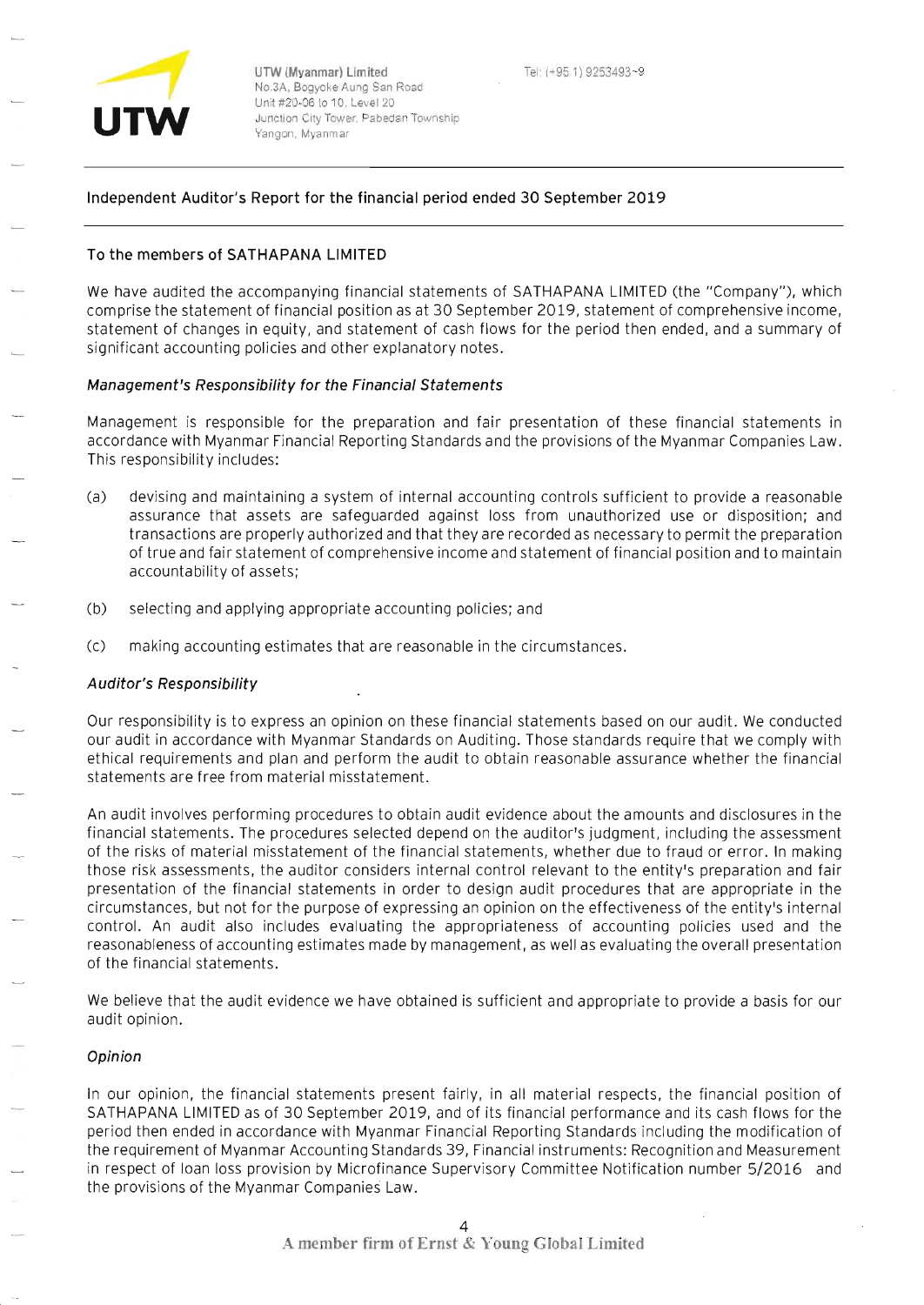UTW (Myanmar) Limited
No.3A, Bogyoke Aung San Road
Unit #20-06 to 10, Level 20
Junction City Tower, Pabedan Township
Yangon, Myanmar

Tel: (+95 1) 9253493~9

## Independent Auditor's Report for the financial period ended 30 September 2019

To the members of SATHAPANA LIMITED

We have audited the accompanying financial statements of SATHAPANA LIMITED (the "Company"), which comprise the statement of financial position as at 30 September 2019, statement of comprehensive income, statement of changes in equity, and statement of cash flows for the period then ended, and a summary of significant accounting policies and other explanatory notes.

### *Management's Responsibility for the Financial Statements*

Management is responsible for the preparation and fair presentation of these financial statements in accordance with Myanmar Financial Reporting Standards and the provisions of the Myanmar Companies Law. This responsibility includes:

(a) devising and maintaining a system of internal accounting controls sufficient to provide a reasonable assurance that assets are safeguarded against loss from unauthorized use or disposition; and transactions are properly authorized and that they are recorded as necessary to permit the preparation of true and fair statement of comprehensive income and statement of financial position and to maintain accountability of assets;

(b) selecting and applying appropriate accounting policies; and

(c) making accounting estimates that are reasonable in the circumstances.

### *Auditor's Responsibility*

Our responsibility is to express an opinion on these financial statements based on our audit. We conducted our audit in accordance with Myanmar Standards on Auditing. Those standards require that we comply with ethical requirements and plan and perform the audit to obtain reasonable assurance whether the financial statements are free from material misstatement.

An audit involves performing procedures to obtain audit evidence about the amounts and disclosures in the financial statements. The procedures selected depend on the auditor's judgment, including the assessment of the risks of material misstatement of the financial statements, whether due to fraud or error. In making those risk assessments, the auditor considers internal control relevant to the entity's preparation and fair presentation of the financial statements in order to design audit procedures that are appropriate in the circumstances, but not for the purpose of expressing an opinion on the effectiveness of the entity's internal control. An audit also includes evaluating the appropriateness of accounting policies used and the reasonableness of accounting estimates made by management, as well as evaluating the overall presentation of the financial statements.

We believe that the audit evidence we have obtained is sufficient and appropriate to provide a basis for our audit opinion.

### *Opinion*

In our opinion, the financial statements present fairly, in all material respects, the financial position of SATHAPANA LIMITED as of 30 September 2019, and of its financial performance and its cash flows for the period then ended in accordance with Myanmar Financial Reporting Standards including the modification of the requirement of Myanmar Accounting Standards 39, Financial instruments: Recognition and Measurement in respect of loan loss provision by Microfinance Supervisory Committee Notification number 5/2016 and the provisions of the Myanmar Companies Law.

A member firm of Ernst & Young Global Limited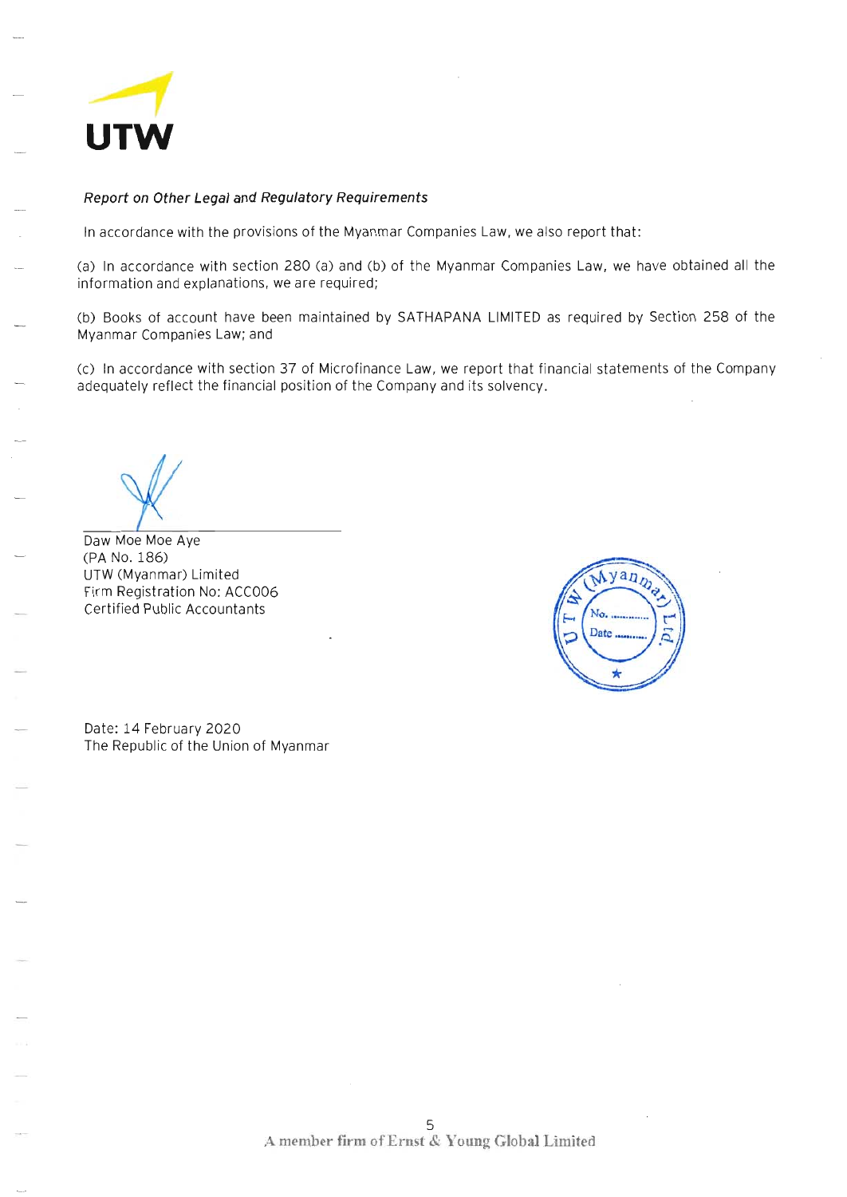UTW

*Report on Other Legal and Regulatory Requirements*

In accordance with the provisions of the Myanmar Companies Law, we also report that:

(a) In accordance with section 280 (a) and (b) of the Myanmar Companies Law, we have obtained all the information and explanations, we are required;

(b) Books of account have been maintained by SATHAPANA LIMITED as required by Section 258 of the Myanmar Companies Law; and

(c) In accordance with section 37 of Microfinance Law, we report that financial statements of the Company adequately reflect the financial position of the Company and its solvency.

Daw Moe Moe Aye
(PA No. 186)
UTW (Myanmar) Limited
Firm Registration No: ACC006
Certified Public Accountants

Date: 14 February 2020
The Republic of the Union of Myanmar

A member firm of Ernst & Young Global Limited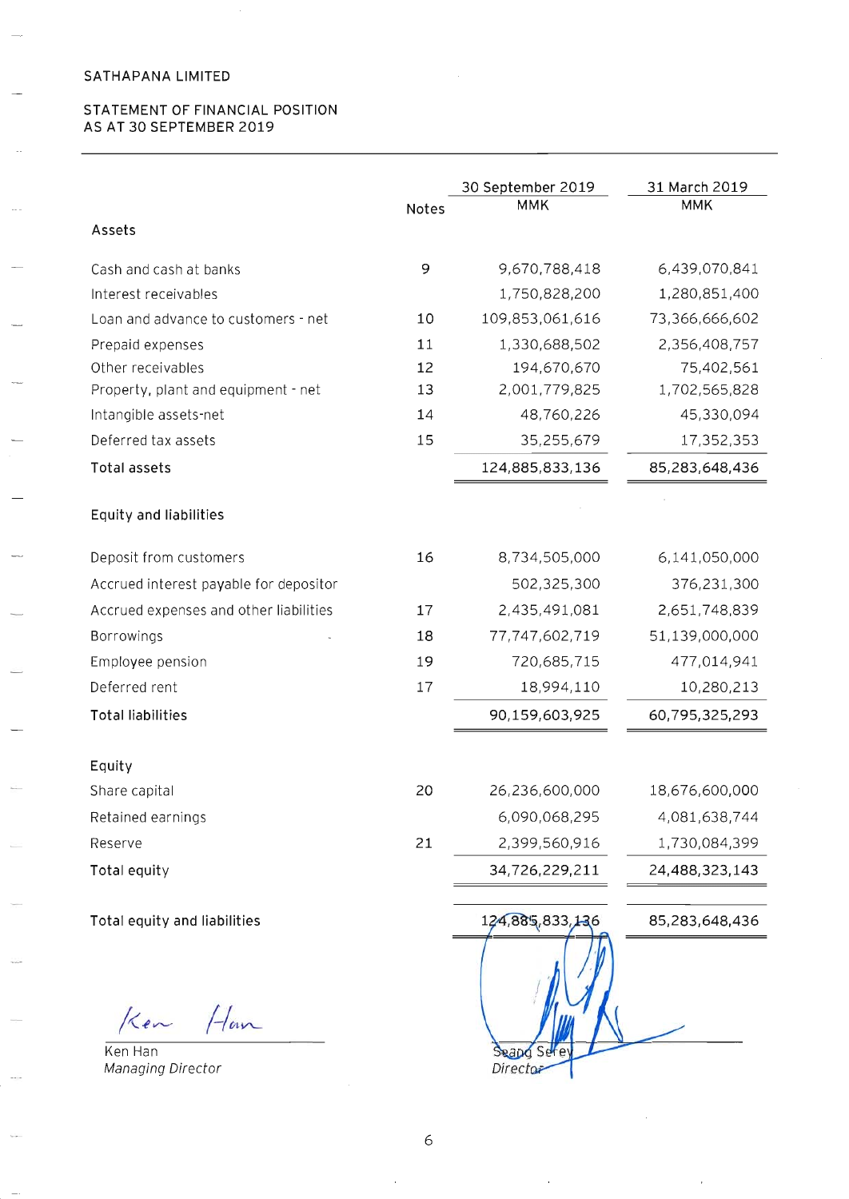SATHAPANA LIMITED

STATEMENT OF FINANCIAL POSITION
AS AT 30 SEPTEMBER 2019

| | Notes | 30 September 2019 MMK | 31 March 2019 MMK |
|---|---|---|---|
| **Assets** | | | |
| Cash and cash at banks | 9 | 9,670,788,418 | 6,439,070,841 |
| Interest receivables | | 1,750,828,200 | 1,280,851,400 |
| Loan and advance to customers - net | 10 | 109,853,061,616 | 73,366,666,602 |
| Prepaid expenses | 11 | 1,330,688,502 | 2,356,408,757 |
| Other receivables | 12 | 194,670,670 | 75,402,561 |
| Property, plant and equipment - net | 13 | 2,001,779,825 | 1,702,565,828 |
| Intangible assets-net | 14 | 48,760,226 | 45,330,094 |
| Deferred tax assets | 15 | 35,255,679 | 17,352,353 |
| **Total assets** | | 124,885,833,136 | 85,283,648,436 |
| **Equity and liabilities** | | | |
| Deposit from customers | 16 | 8,734,505,000 | 6,141,050,000 |
| Accrued interest payable for depositor | | 502,325,300 | 376,231,300 |
| Accrued expenses and other liabilities | 17 | 2,435,491,081 | 2,651,748,839 |
| Borrowings | 18 | 77,747,602,719 | 51,139,000,000 |
| Employee pension | 19 | 720,685,715 | 477,014,941 |
| Deferred rent | 17 | 18,994,110 | 10,280,213 |
| **Total liabilities** | | 90,159,603,925 | 60,795,325,293 |
| **Equity** | | | |
| Share capital | 20 | 26,236,600,000 | 18,676,600,000 |
| Retained earnings | | 6,090,068,295 | 4,081,638,744 |
| Reserve | 21 | 2,399,560,916 | 1,730,084,399 |
| **Total equity** | | 34,726,229,211 | 24,488,323,143 |
| **Total equity and liabilities** | | 124,885,833,136 | 85,283,648,436 |

Ken Han
*Managing Director*

Seang Serey
*Director*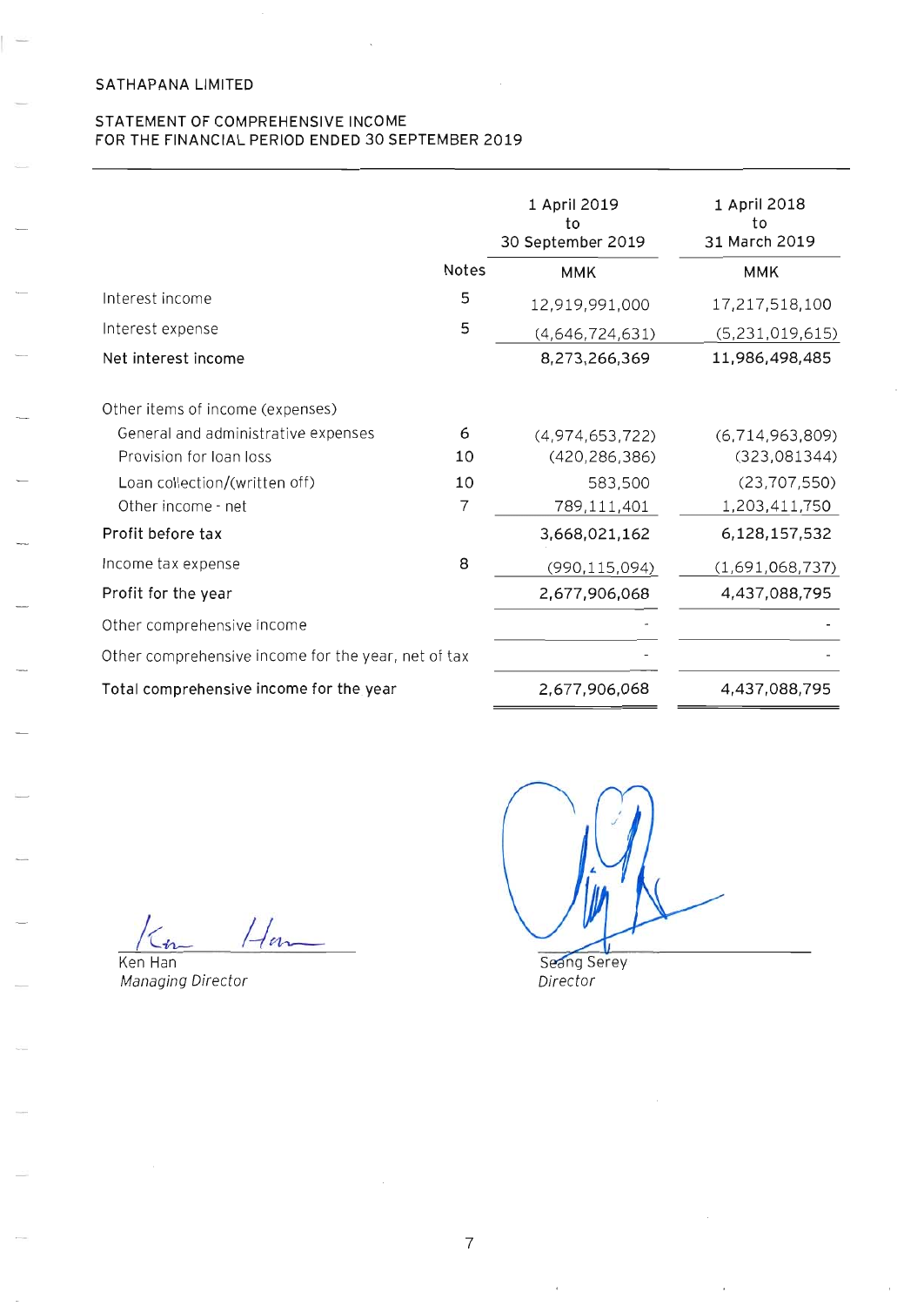SATHAPANA LIMITED

STATEMENT OF COMPREHENSIVE INCOME
FOR THE FINANCIAL PERIOD ENDED 30 SEPTEMBER 2019

| | Notes | 1 April 2019 to 30 September 2019 | 1 April 2018 to 31 March 2019 |
|---|---|---|---|
| | | MMK | MMK |
| Interest income | 5 | 12,919,991,000 | 17,217,518,100 |
| Interest expense | 5 | (4,646,724,631) | (5,231,019,615) |
| **Net interest income** | | 8,273,266,369 | 11,986,498,485 |
| Other items of income (expenses) | | | |
| General and administrative expenses | 6 | (4,974,653,722) | (6,714,963,809) |
| Provision for loan loss | 10 | (420,286,386) | (323,081344) |
| Loan collection/(written off) | 10 | 583,500 | (23,707,550) |
| Other income - net | 7 | 789,111,401 | 1,203,411,750 |
| **Profit before tax** | | 3,668,021,162 | 6,128,157,532 |
| Income tax expense | 8 | (990,115,094) | (1,691,068,737) |
| **Profit for the year** | | 2,677,906,068 | 4,437,088,795 |
| Other comprehensive income | | - | - |
| Other comprehensive income for the year, net of tax | | - | - |
| **Total comprehensive income for the year** | | 2,677,906,068 | 4,437,088,795 |

Ken Han
*Managing Director*

Seang Serey
*Director*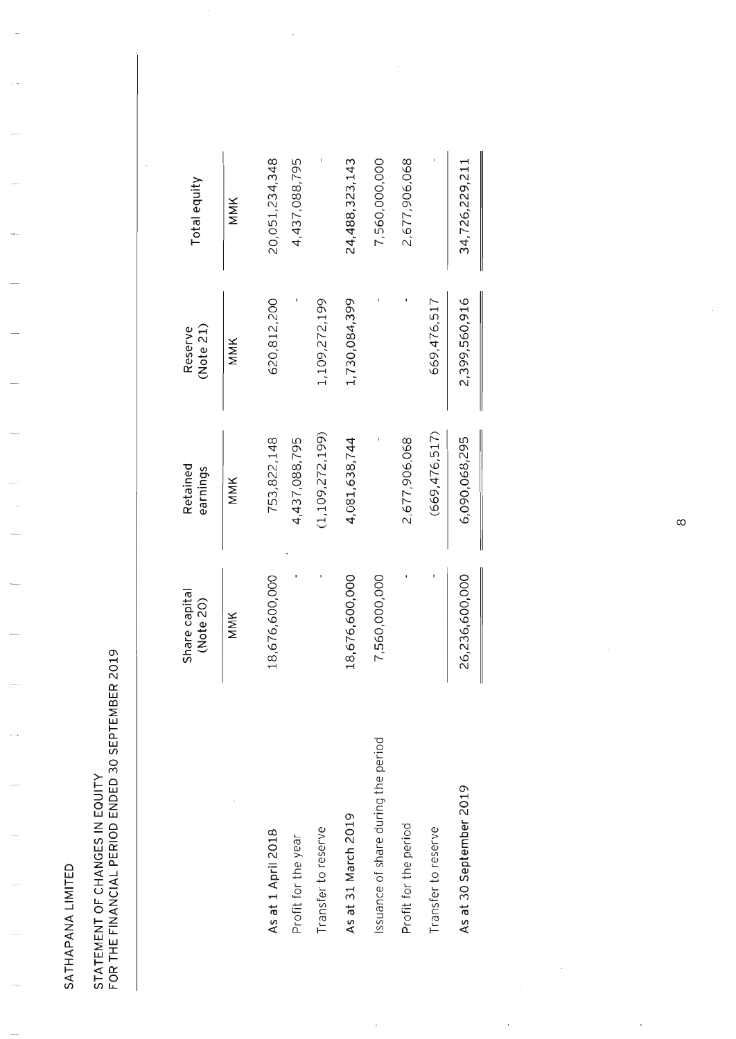SATHAPANA LIMITED

STATEMENT OF CHANGES IN EQUITY
FOR THE FINANCIAL PERIOD ENDED 30 SEPTEMBER 2019

| | Share capital (Note 20) | Retained earnings | Reserve (Note 21) | Total equity |
|---|---|---|---|---|
| | MMK | MMK | MMK | MMK |
| **As at 1 April 2018** | 18,676,600,000 | 753,822,148 | 620,812,200 | 20,051,234,348 |
| Profit for the year | - | 4,437,088,795 | - | 4,437,088,795 |
| Transfer to reserve | - | (1,109,272,199) | 1,109,272,199 | - |
| **As at 31 March 2019** | 18,676,600,000 | 4,081,638,744 | 1,730,084,399 | 24,488,323,143 |
| Issuance of share during the period | 7,560,000,000 | - | - | 7,560,000,000 |
| Profit for the period | - | 2,677,906,068 | - | 2,677,906,068 |
| Transfer to reserve | - | (669,476,517) | 669,476,517 | - |
| **As at 30 September 2019** | 26,236,600,000 | 6,090,068,295 | 2,399,560,916 | 34,726,229,211 |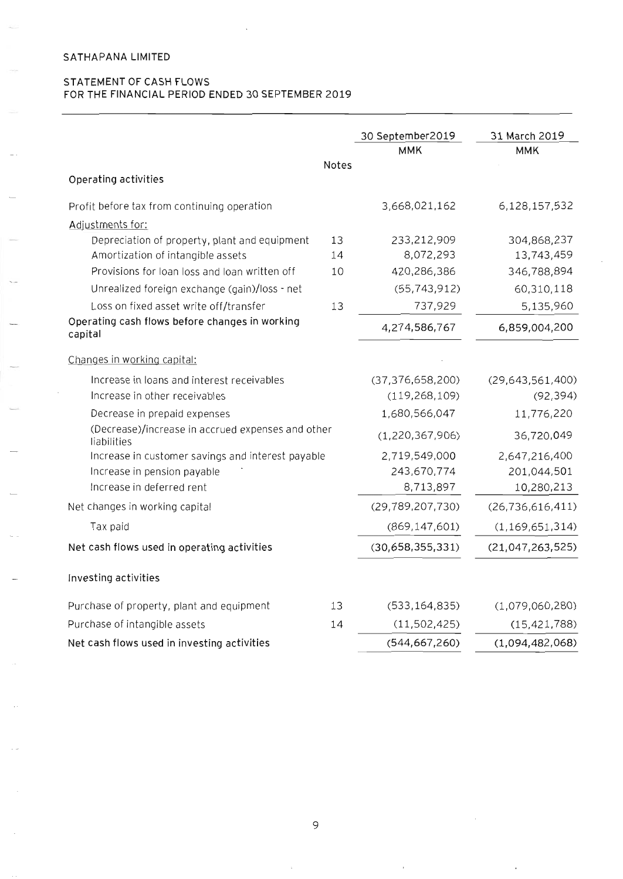SATHAPANA LIMITED

STATEMENT OF CASH FLOWS
FOR THE FINANCIAL PERIOD ENDED 30 SEPTEMBER 2019

| | Notes | 30 September2019 MMK | 31 March 2019 MMK |
|---|---|---|---|
| **Operating activities** | | | |
| Profit before tax from continuing operation | | 3,668,021,162 | 6,128,157,532 |
| Adjustments for: | | | |
| Depreciation of property, plant and equipment | 13 | 233,212,909 | 304,868,237 |
| Amortization of intangible assets | 14 | 8,072,293 | 13,743,459 |
| Provisions for loan loss and loan written off | 10 | 420,286,386 | 346,788,894 |
| Unrealized foreign exchange (gain)/loss - net | | (55,743,912) | 60,310,118 |
| Loss on fixed asset write off/transfer | 13 | 737,929 | 5,135,960 |
| Operating cash flows before changes in working capital | | 4,274,586,767 | 6,859,004,200 |
| Changes in working capital: | | | |
| Increase in loans and interest receivables | | (37,376,658,200) | (29,643,561,400) |
| Increase in other receivables | | (119,268,109) | (92,394) |
| Decrease in prepaid expenses | | 1,680,566,047 | 11,776,220 |
| (Decrease)/increase in accrued expenses and other liabilities | | (1,220,367,906) | 36,720,049 |
| Increase in customer savings and interest payable | | 2,719,549,000 | 2,647,216,400 |
| Increase in pension payable | | 243,670,774 | 201,044,501 |
| Increase in deferred rent | | 8,713,897 | 10,280,213 |
| Net changes in working capital | | (29,789,207,730) | (26,736,616,411) |
| Tax paid | | (869,147,601) | (1,169,651,314) |
| **Net cash flows used in operating activities** | | **(30,658,355,331)** | **(21,047,263,525)** |
| **Investing activities** | | | |
| Purchase of property, plant and equipment | 13 | (533,164,835) | (1,079,060,280) |
| Purchase of intangible assets | 14 | (11,502,425) | (15,421,788) |
| **Net cash flows used in investing activities** | | **(544,667,260)** | **(1,094,482,068)** |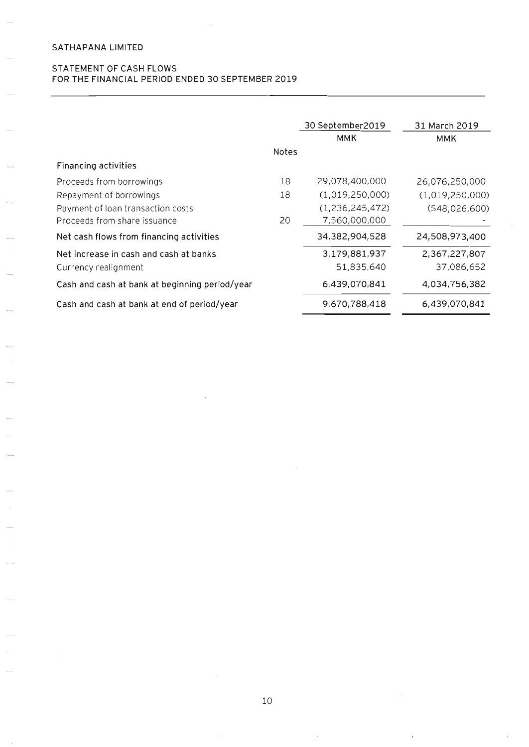SATHAPANA LIMITED

STATEMENT OF CASH FLOWS
FOR THE FINANCIAL PERIOD ENDED 30 SEPTEMBER 2019

| | Notes | 30 September2019 MMK | 31 March 2019 MMK |
|---|---|---|---|
| **Financing activities** | | | |
| Proceeds from borrowings | 18 | 29,078,400,000 | 26,076,250,000 |
| Repayment of borrowings | 18 | (1,019,250,000) | (1,019,250,000) |
| Payment of loan transaction costs | | (1,236,245,472) | (548,026,600) |
| Proceeds from share issuance | 20 | 7,560,000,000 | - |
| Net cash flows from financing activities | | 34,382,904,528 | 24,508,973,400 |
| Net increase in cash and cash at banks | | 3,179,881,937 | 2,367,227,807 |
| Currency realignment | | 51,835,640 | 37,086,652 |
| Cash and cash at bank at beginning period/year | | 6,439,070,841 | 4,034,756,382 |
| Cash and cash at bank at end of period/year | | 9,670,788,418 | 6,439,070,841 |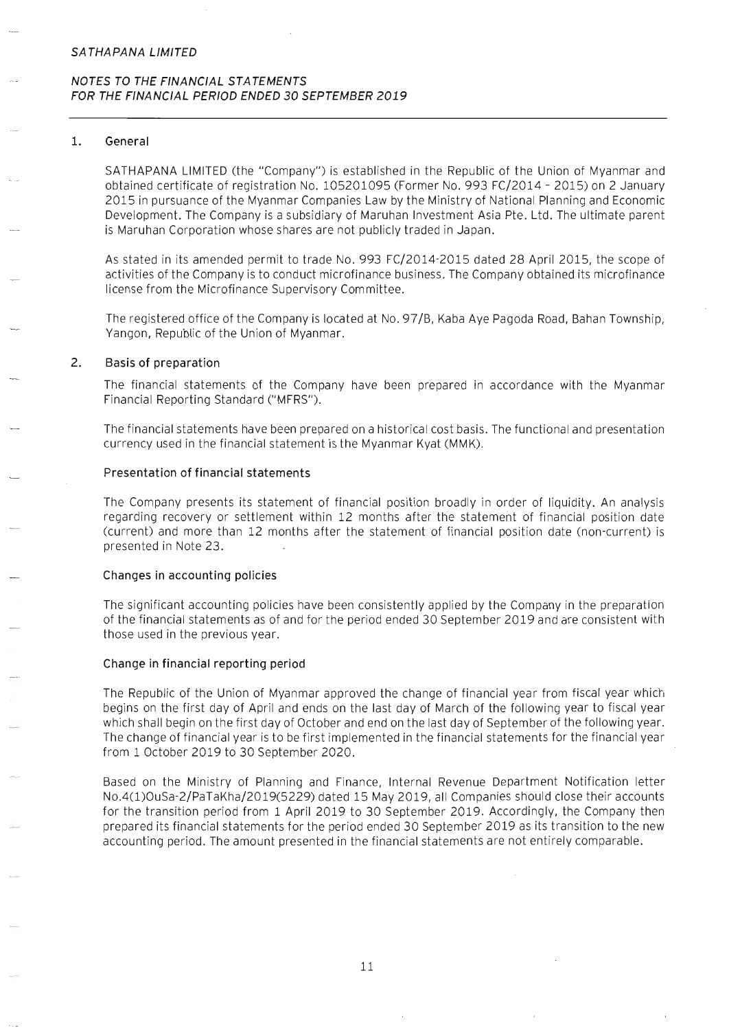# NOTES TO THE FINANCIAL STATEMENTS FOR THE FINANCIAL PERIOD ENDED 30 SEPTEMBER 2019

## 1. General

SATHAPANA LIMITED (the "Company") is established in the Republic of the Union of Myanmar and obtained certificate of registration No. 105201095 (Former No. 993 FC/2014 - 2015) on 2 January 2015 in pursuance of the Myanmar Companies Law by the Ministry of National Planning and Economic Development. The Company is a subsidiary of Maruhan Investment Asia Pte. Ltd. The ultimate parent is Maruhan Corporation whose shares are not publicly traded in Japan.

As stated in its amended permit to trade No. 993 FC/2014-2015 dated 28 April 2015, the scope of activities of the Company is to conduct microfinance business. The Company obtained its microfinance license from the Microfinance Supervisory Committee.

The registered office of the Company is located at No. 97/B, Kaba Aye Pagoda Road, Bahan Township, Yangon, Republic of the Union of Myanmar.

## 2. Basis of preparation

The financial statements of the Company have been prepared in accordance with the Myanmar Financial Reporting Standard ("MFRS").

The financial statements have been prepared on a historical cost basis. The functional and presentation currency used in the financial statement is the Myanmar Kyat (MMK).

### Presentation of financial statements

The Company presents its statement of financial position broadly in order of liquidity. An analysis regarding recovery or settlement within 12 months after the statement of financial position date (current) and more than 12 months after the statement of financial position date (non-current) is presented in Note 23.

### Changes in accounting policies

The significant accounting policies have been consistently applied by the Company in the preparation of the financial statements as of and for the period ended 30 September 2019 and are consistent with those used in the previous year.

### Change in financial reporting period

The Republic of the Union of Myanmar approved the change of financial year from fiscal year which begins on the first day of April and ends on the last day of March of the following year to fiscal year which shall begin on the first day of October and end on the last day of September of the following year. The change of financial year is to be first implemented in the financial statements for the financial year from 1 October 2019 to 30 September 2020.

Based on the Ministry of Planning and Finance, Internal Revenue Department Notification letter No.4(1)OuSa-2/PaTaKha/2019(5229) dated 15 May 2019, all Companies should close their accounts for the transition period from 1 April 2019 to 30 September 2019. Accordingly, the Company then prepared its financial statements for the period ended 30 September 2019 as its transition to the new accounting period. The amount presented in the financial statements are not entirely comparable.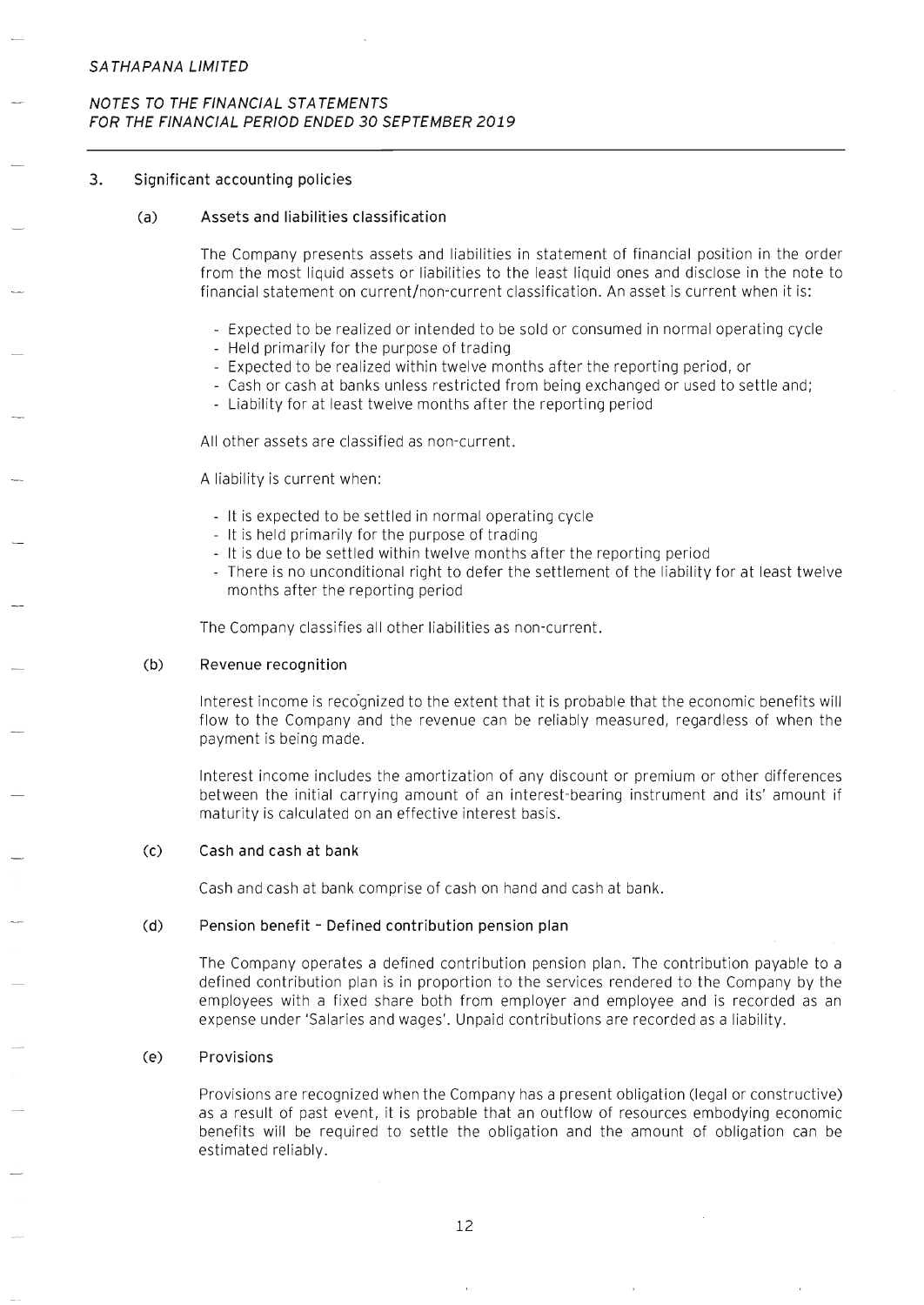## 3. Significant accounting policies

### (a) Assets and liabilities classification

The Company presents assets and liabilities in statement of financial position in the order from the most liquid assets or liabilities to the least liquid ones and disclose in the note to financial statement on current/non-current classification. An asset is current when it is:

- Expected to be realized or intended to be sold or consumed in normal operating cycle
- Held primarily for the purpose of trading
- Expected to be realized within twelve months after the reporting period, or
- Cash or cash at banks unless restricted from being exchanged or used to settle and;
- Liability for at least twelve months after the reporting period

All other assets are classified as non-current.

A liability is current when:

- It is expected to be settled in normal operating cycle
- It is held primarily for the purpose of trading
- It is due to be settled within twelve months after the reporting period
- There is no unconditional right to defer the settlement of the liability for at least twelve months after the reporting period

The Company classifies all other liabilities as non-current.

### (b) Revenue recognition

Interest income is recognized to the extent that it is probable that the economic benefits will flow to the Company and the revenue can be reliably measured, regardless of when the payment is being made.

Interest income includes the amortization of any discount or premium or other differences between the initial carrying amount of an interest-bearing instrument and its' amount if maturity is calculated on an effective interest basis.

### (c) Cash and cash at bank

Cash and cash at bank comprise of cash on hand and cash at bank.

### (d) Pension benefit - Defined contribution pension plan

The Company operates a defined contribution pension plan. The contribution payable to a defined contribution plan is in proportion to the services rendered to the Company by the employees with a fixed share both from employer and employee and is recorded as an expense under 'Salaries and wages'. Unpaid contributions are recorded as a liability.

### (e) Provisions

Provisions are recognized when the Company has a present obligation (legal or constructive) as a result of past event, it is probable that an outflow of resources embodying economic benefits will be required to settle the obligation and the amount of obligation can be estimated reliably.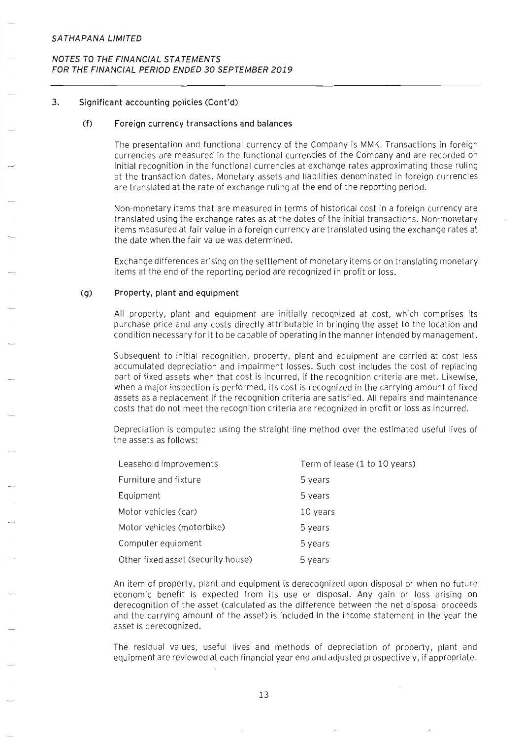### 3. Significant accounting policies (Cont'd)

#### (f) Foreign currency transactions and balances

The presentation and functional currency of the Company is MMK. Transactions in foreign currencies are measured in the functional currencies of the Company and are recorded on initial recognition in the functional currencies at exchange rates approximating those ruling at the transaction dates. Monetary assets and liabilities denominated in foreign currencies are translated at the rate of exchange ruling at the end of the reporting period.

Non-monetary items that are measured in terms of historical cost in a foreign currency are translated using the exchange rates as at the dates of the initial transactions. Non-monetary items measured at fair value in a foreign currency are translated using the exchange rates at the date when the fair value was determined.

Exchange differences arising on the settlement of monetary items or on translating monetary items at the end of the reporting period are recognized in profit or loss.

#### (g) Property, plant and equipment

All property, plant and equipment are initially recognized at cost, which comprises its purchase price and any costs directly attributable in bringing the asset to the location and condition necessary for it to be capable of operating in the manner intended by management.

Subsequent to initial recognition, property, plant and equipment are carried at cost less accumulated depreciation and impairment losses. Such cost includes the cost of replacing part of fixed assets when that cost is incurred, if the recognition criteria are met. Likewise, when a major inspection is performed, its cost is recognized in the carrying amount of fixed assets as a replacement if the recognition criteria are satisfied. All repairs and maintenance costs that do not meet the recognition criteria are recognized in profit or loss as incurred.

Depreciation is computed using the straight-line method over the estimated useful lives of the assets as follows:

| | |
|---|---|
| Leasehold improvements | Term of lease (1 to 10 years) |
| Furniture and fixture | 5 years |
| Equipment | 5 years |
| Motor vehicles (car) | 10 years |
| Motor vehicles (motorbike) | 5 years |
| Computer equipment | 5 years |
| Other fixed asset (security house) | 5 years |

An item of property, plant and equipment is derecognized upon disposal or when no future economic benefit is expected from its use or disposal. Any gain or loss arising on derecognition of the asset (calculated as the difference between the net disposal proceeds and the carrying amount of the asset) is included in the income statement in the year the asset is derecognized.

The residual values, useful lives and methods of depreciation of property, plant and equipment are reviewed at each financial year end and adjusted prospectively, if appropriate.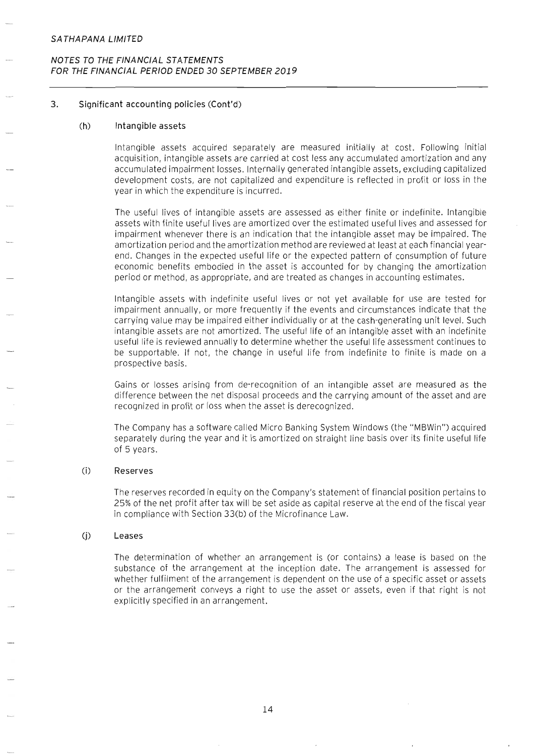## 3. Significant accounting policies (Cont'd)

### (h) Intangible assets

Intangible assets acquired separately are measured initially at cost. Following initial acquisition, intangible assets are carried at cost less any accumulated amortization and any accumulated impairment losses. Internally generated intangible assets, excluding capitalized development costs, are not capitalized and expenditure is reflected in profit or loss in the year in which the expenditure is incurred.

The useful lives of intangible assets are assessed as either finite or indefinite. Intangible assets with finite useful lives are amortized over the estimated useful lives and assessed for impairment whenever there is an indication that the intangible asset may be impaired. The amortization period and the amortization method are reviewed at least at each financial year-end. Changes in the expected useful life or the expected pattern of consumption of future economic benefits embodied in the asset is accounted for by changing the amortization period or method, as appropriate, and are treated as changes in accounting estimates.

Intangible assets with indefinite useful lives or not yet available for use are tested for impairment annually, or more frequently if the events and circumstances indicate that the carrying value may be impaired either individually or at the cash-generating unit level. Such intangible assets are not amortized. The useful life of an intangible asset with an indefinite useful life is reviewed annually to determine whether the useful life assessment continues to be supportable. If not, the change in useful life from indefinite to finite is made on a prospective basis.

Gains or losses arising from de-recognition of an intangible asset are measured as the difference between the net disposal proceeds and the carrying amount of the asset and are recognized in profit or loss when the asset is derecognized.

The Company has a software called Micro Banking System Windows (the "MBWin") acquired separately during the year and it is amortized on straight line basis over its finite useful life of 5 years.

### (i) Reserves

The reserves recorded in equity on the Company's statement of financial position pertains to 25% of the net profit after tax will be set aside as capital reserve at the end of the fiscal year in compliance with Section 33(b) of the Microfinance Law.

### (j) Leases

The determination of whether an arrangement is (or contains) a lease is based on the substance of the arrangement at the inception date. The arrangement is assessed for whether fulfilment of the arrangement is dependent on the use of a specific asset or assets or the arrangement conveys a right to use the asset or assets, even if that right is not explicitly specified in an arrangement.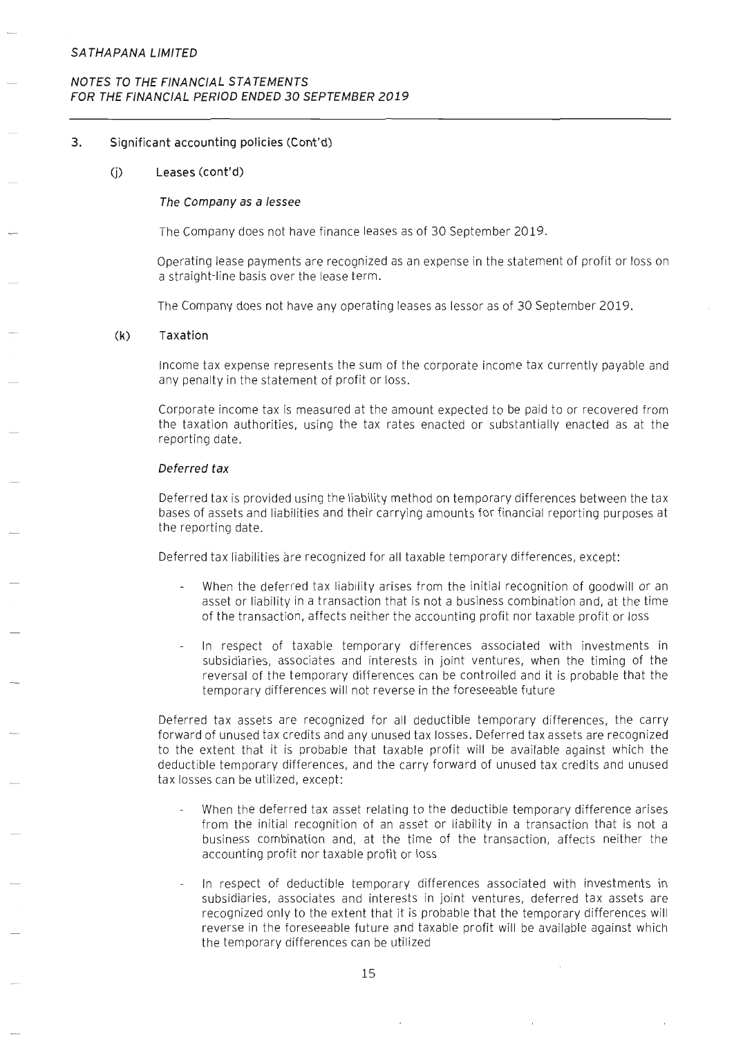## 3. Significant accounting policies (Cont'd)

### (j) Leases (cont'd)

*The Company as a lessee*

The Company does not have finance leases as of 30 September 2019.

Operating lease payments are recognized as an expense in the statement of profit or loss on a straight-line basis over the lease term.

The Company does not have any operating leases as lessor as of 30 September 2019.

### (k) Taxation

Income tax expense represents the sum of the corporate income tax currently payable and any penalty in the statement of profit or loss.

Corporate income tax is measured at the amount expected to be paid to or recovered from the taxation authorities, using the tax rates enacted or substantially enacted as at the reporting date.

*Deferred tax*

Deferred tax is provided using the liability method on temporary differences between the tax bases of assets and liabilities and their carrying amounts for financial reporting purposes at the reporting date.

Deferred tax liabilities are recognized for all taxable temporary differences, except:

- When the deferred tax liability arises from the initial recognition of goodwill or an asset or liability in a transaction that is not a business combination and, at the time of the transaction, affects neither the accounting profit nor taxable profit or loss
- In respect of taxable temporary differences associated with investments in subsidiaries, associates and interests in joint ventures, when the timing of the reversal of the temporary differences can be controlled and it is probable that the temporary differences will not reverse in the foreseeable future

Deferred tax assets are recognized for all deductible temporary differences, the carry forward of unused tax credits and any unused tax losses. Deferred tax assets are recognized to the extent that it is probable that taxable profit will be available against which the deductible temporary differences, and the carry forward of unused tax credits and unused tax losses can be utilized, except:

- When the deferred tax asset relating to the deductible temporary difference arises from the initial recognition of an asset or liability in a transaction that is not a business combination and, at the time of the transaction, affects neither the accounting profit nor taxable profit or loss
- In respect of deductible temporary differences associated with investments in subsidiaries, associates and interests in joint ventures, deferred tax assets are recognized only to the extent that it is probable that the temporary differences will reverse in the foreseeable future and taxable profit will be available against which the temporary differences can be utilized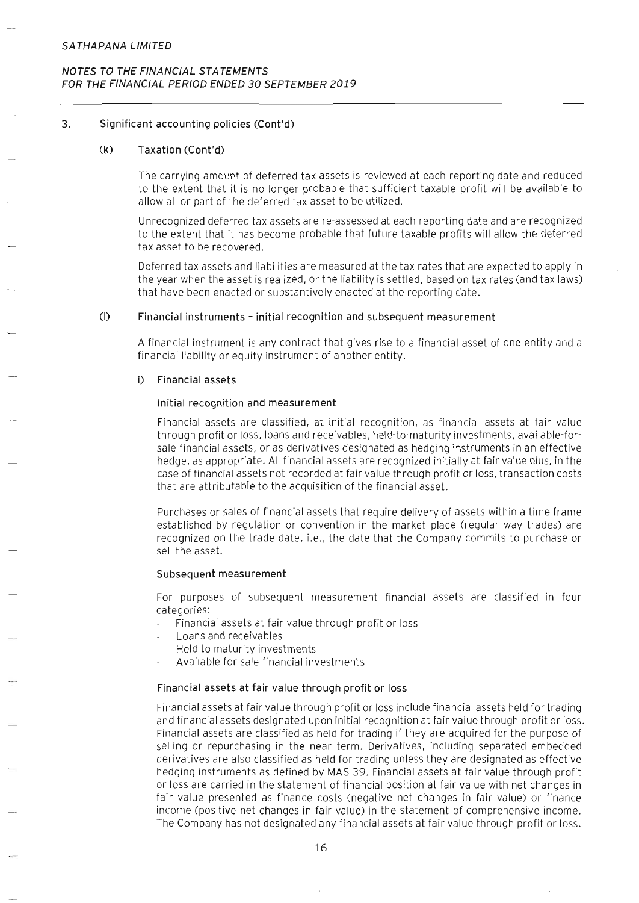## 3. Significant accounting policies (Cont'd)

### (k) Taxation (Cont'd)

The carrying amount of deferred tax assets is reviewed at each reporting date and reduced to the extent that it is no longer probable that sufficient taxable profit will be available to allow all or part of the deferred tax asset to be utilized.

Unrecognized deferred tax assets are re-assessed at each reporting date and are recognized to the extent that it has become probable that future taxable profits will allow the deferred tax asset to be recovered.

Deferred tax assets and liabilities are measured at the tax rates that are expected to apply in the year when the asset is realized, or the liability is settled, based on tax rates (and tax laws) that have been enacted or substantively enacted at the reporting date.

### (l) Financial instruments - initial recognition and subsequent measurement

A financial instrument is any contract that gives rise to a financial asset of one entity and a financial liability or equity instrument of another entity.

#### i) Financial assets

**Initial recognition and measurement**

Financial assets are classified, at initial recognition, as financial assets at fair value through profit or loss, loans and receivables, held-to-maturity investments, available-for-sale financial assets, or as derivatives designated as hedging instruments in an effective hedge, as appropriate. All financial assets are recognized initially at fair value plus, in the case of financial assets not recorded at fair value through profit or loss, transaction costs that are attributable to the acquisition of the financial asset.

Purchases or sales of financial assets that require delivery of assets within a time frame established by regulation or convention in the market place (regular way trades) are recognized on the trade date, i.e., the date that the Company commits to purchase or sell the asset.

**Subsequent measurement**

For purposes of subsequent measurement financial assets are classified in four categories:

- Financial assets at fair value through profit or loss
- Loans and receivables
- Held to maturity investments
- Available for sale financial investments

**Financial assets at fair value through profit or loss**

Financial assets at fair value through profit or loss include financial assets held for trading and financial assets designated upon initial recognition at fair value through profit or loss. Financial assets are classified as held for trading if they are acquired for the purpose of selling or repurchasing in the near term. Derivatives, including separated embedded derivatives are also classified as held for trading unless they are designated as effective hedging instruments as defined by MAS 39. Financial assets at fair value through profit or loss are carried in the statement of financial position at fair value with net changes in fair value presented as finance costs (negative net changes in fair value) or finance income (positive net changes in fair value) in the statement of comprehensive income. The Company has not designated any financial assets at fair value through profit or loss.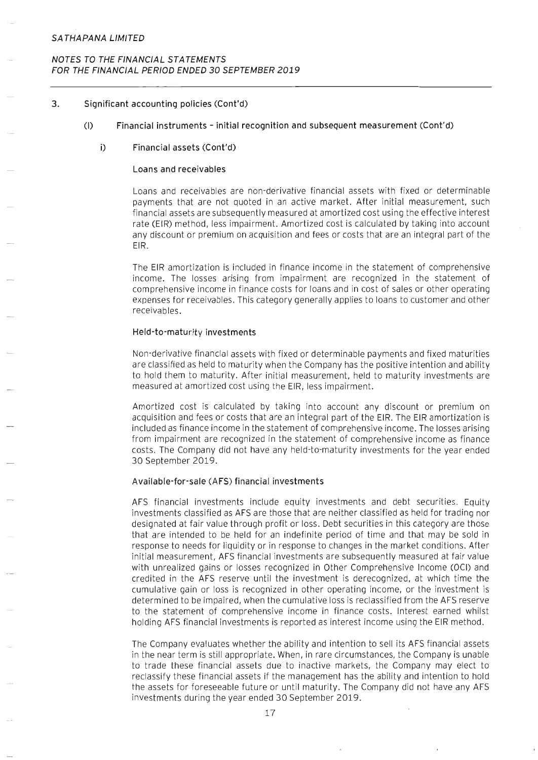## 3. Significant accounting policies (Cont'd)

### (l) Financial instruments - initial recognition and subsequent measurement (Cont'd)

#### i) Financial assets (Cont'd)

**Loans and receivables**

Loans and receivables are non-derivative financial assets with fixed or determinable payments that are not quoted in an active market. After initial measurement, such financial assets are subsequently measured at amortized cost using the effective interest rate (EIR) method, less impairment. Amortized cost is calculated by taking into account any discount or premium on acquisition and fees or costs that are an integral part of the EIR.

The EIR amortization is included in finance income in the statement of comprehensive income. The losses arising from impairment are recognized in the statement of comprehensive income in finance costs for loans and in cost of sales or other operating expenses for receivables. This category generally applies to loans to customer and other receivables.

**Held-to-maturity investments**

Non-derivative financial assets with fixed or determinable payments and fixed maturities are classified as held to maturity when the Company has the positive intention and ability to hold them to maturity. After initial measurement, held to maturity investments are measured at amortized cost using the EIR, less impairment.

Amortized cost is calculated by taking into account any discount or premium on acquisition and fees or costs that are an integral part of the EIR. The EIR amortization is included as finance income in the statement of comprehensive income. The losses arising from impairment are recognized in the statement of comprehensive income as finance costs. The Company did not have any held-to-maturity investments for the year ended 30 September 2019.

**Available-for-sale (AFS) financial investments**

AFS financial investments include equity investments and debt securities. Equity investments classified as AFS are those that are neither classified as held for trading nor designated at fair value through profit or loss. Debt securities in this category are those that are intended to be held for an indefinite period of time and that may be sold in response to needs for liquidity or in response to changes in the market conditions. After initial measurement, AFS financial investments are subsequently measured at fair value with unrealized gains or losses recognized in Other Comprehensive Income (OCI) and credited in the AFS reserve until the investment is derecognized, at which time the cumulative gain or loss is recognized in other operating income, or the investment is determined to be impaired, when the cumulative loss is reclassified from the AFS reserve to the statement of comprehensive income in finance costs. Interest earned whilst holding AFS financial investments is reported as interest income using the EIR method.

The Company evaluates whether the ability and intention to sell its AFS financial assets in the near term is still appropriate. When, in rare circumstances, the Company is unable to trade these financial assets due to inactive markets, the Company may elect to reclassify these financial assets if the management has the ability and intention to hold the assets for foreseeable future or until maturity. The Company did not have any AFS investments during the year ended 30 September 2019.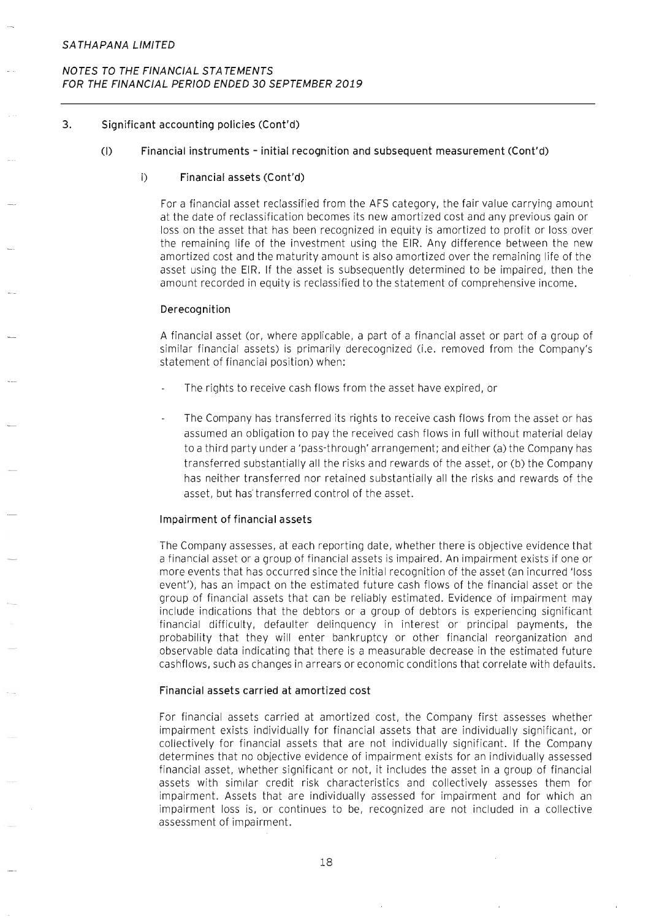### 3. Significant accounting policies (Cont'd)

#### (l) Financial instruments – initial recognition and subsequent measurement (Cont'd)

##### i) Financial assets (Cont'd)

For a financial asset reclassified from the AFS category, the fair value carrying amount at the date of reclassification becomes its new amortized cost and any previous gain or loss on the asset that has been recognized in equity is amortized to profit or loss over the remaining life of the investment using the EIR. Any difference between the new amortized cost and the maturity amount is also amortized over the remaining life of the asset using the EIR. If the asset is subsequently determined to be impaired, then the amount recorded in equity is reclassified to the statement of comprehensive income.

**Derecognition**

A financial asset (or, where applicable, a part of a financial asset or part of a group of similar financial assets) is primarily derecognized (i.e. removed from the Company's statement of financial position) when:

- The rights to receive cash flows from the asset have expired, or
- The Company has transferred its rights to receive cash flows from the asset or has assumed an obligation to pay the received cash flows in full without material delay to a third party under a 'pass-through' arrangement; and either (a) the Company has transferred substantially all the risks and rewards of the asset, or (b) the Company has neither transferred nor retained substantially all the risks and rewards of the asset, but has transferred control of the asset.

**Impairment of financial assets**

The Company assesses, at each reporting date, whether there is objective evidence that a financial asset or a group of financial assets is impaired. An impairment exists if one or more events that has occurred since the initial recognition of the asset (an incurred 'loss event'), has an impact on the estimated future cash flows of the financial asset or the group of financial assets that can be reliably estimated. Evidence of impairment may include indications that the debtors or a group of debtors is experiencing significant financial difficulty, defaulter delinquency in interest or principal payments, the probability that they will enter bankruptcy or other financial reorganization and observable data indicating that there is a measurable decrease in the estimated future cashflows, such as changes in arrears or economic conditions that correlate with defaults.

**Financial assets carried at amortized cost**

For financial assets carried at amortized cost, the Company first assesses whether impairment exists individually for financial assets that are individually significant, or collectively for financial assets that are not individually significant. If the Company determines that no objective evidence of impairment exists for an individually assessed financial asset, whether significant or not, it includes the asset in a group of financial assets with similar credit risk characteristics and collectively assesses them for impairment. Assets that are individually assessed for impairment and for which an impairment loss is, or continues to be, recognized are not included in a collective assessment of impairment.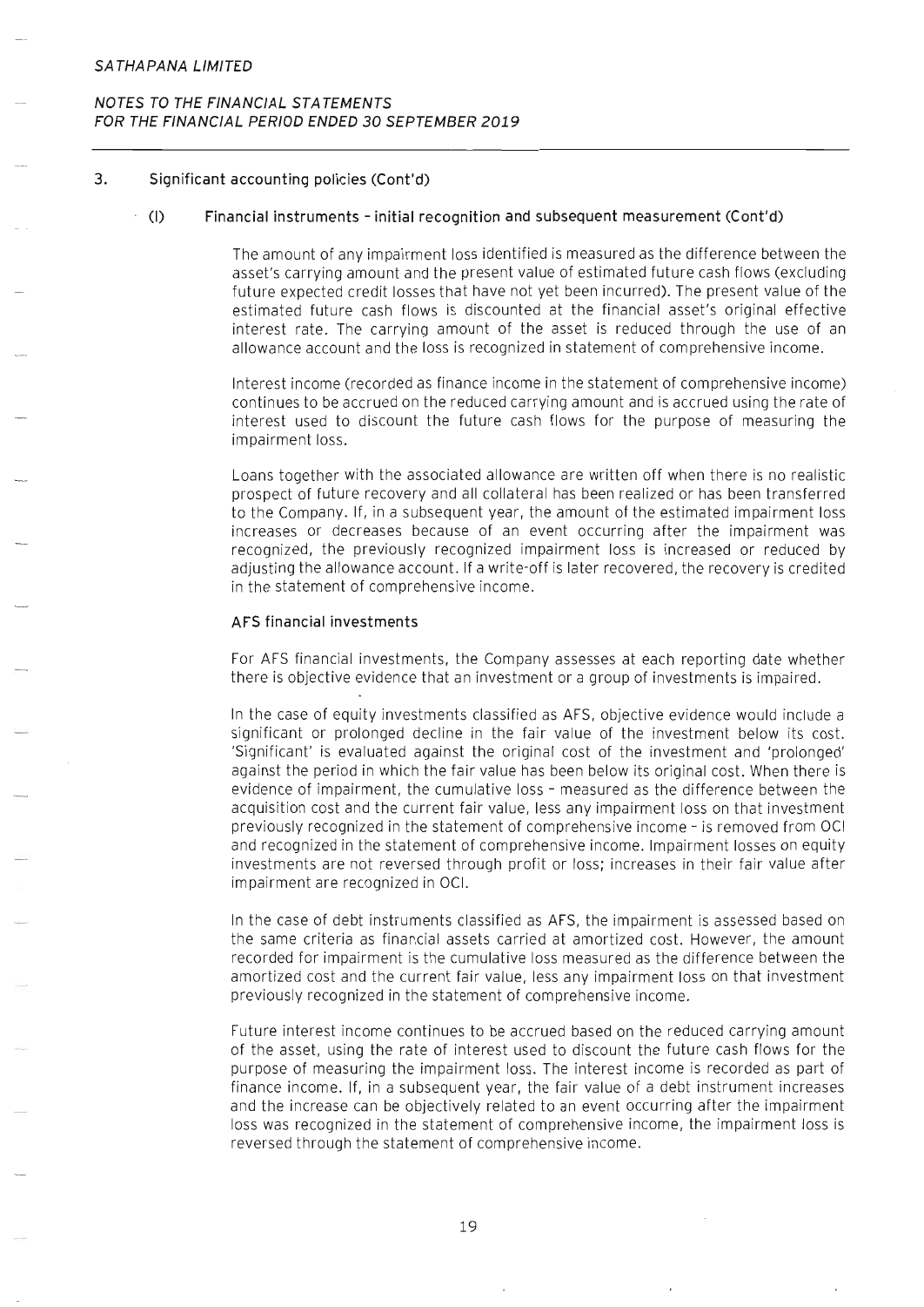## 3. Significant accounting policies (Cont'd)

### (l) Financial instruments – initial recognition and subsequent measurement (Cont'd)

The amount of any impairment loss identified is measured as the difference between the asset's carrying amount and the present value of estimated future cash flows (excluding future expected credit losses that have not yet been incurred). The present value of the estimated future cash flows is discounted at the financial asset's original effective interest rate. The carrying amount of the asset is reduced through the use of an allowance account and the loss is recognized in statement of comprehensive income.

Interest income (recorded as finance income in the statement of comprehensive income) continues to be accrued on the reduced carrying amount and is accrued using the rate of interest used to discount the future cash flows for the purpose of measuring the impairment loss.

Loans together with the associated allowance are written off when there is no realistic prospect of future recovery and all collateral has been realized or has been transferred to the Company. If, in a subsequent year, the amount of the estimated impairment loss increases or decreases because of an event occurring after the impairment was recognized, the previously recognized impairment loss is increased or reduced by adjusting the allowance account. If a write-off is later recovered, the recovery is credited in the statement of comprehensive income.

**AFS financial investments**

For AFS financial investments, the Company assesses at each reporting date whether there is objective evidence that an investment or a group of investments is impaired.

In the case of equity investments classified as AFS, objective evidence would include a significant or prolonged decline in the fair value of the investment below its cost. 'Significant' is evaluated against the original cost of the investment and 'prolonged' against the period in which the fair value has been below its original cost. When there is evidence of impairment, the cumulative loss – measured as the difference between the acquisition cost and the current fair value, less any impairment loss on that investment previously recognized in the statement of comprehensive income – is removed from OCI and recognized in the statement of comprehensive income. Impairment losses on equity investments are not reversed through profit or loss; increases in their fair value after impairment are recognized in OCI.

In the case of debt instruments classified as AFS, the impairment is assessed based on the same criteria as financial assets carried at amortized cost. However, the amount recorded for impairment is the cumulative loss measured as the difference between the amortized cost and the current fair value, less any impairment loss on that investment previously recognized in the statement of comprehensive income.

Future interest income continues to be accrued based on the reduced carrying amount of the asset, using the rate of interest used to discount the future cash flows for the purpose of measuring the impairment loss. The interest income is recorded as part of finance income. If, in a subsequent year, the fair value of a debt instrument increases and the increase can be objectively related to an event occurring after the impairment loss was recognized in the statement of comprehensive income, the impairment loss is reversed through the statement of comprehensive income.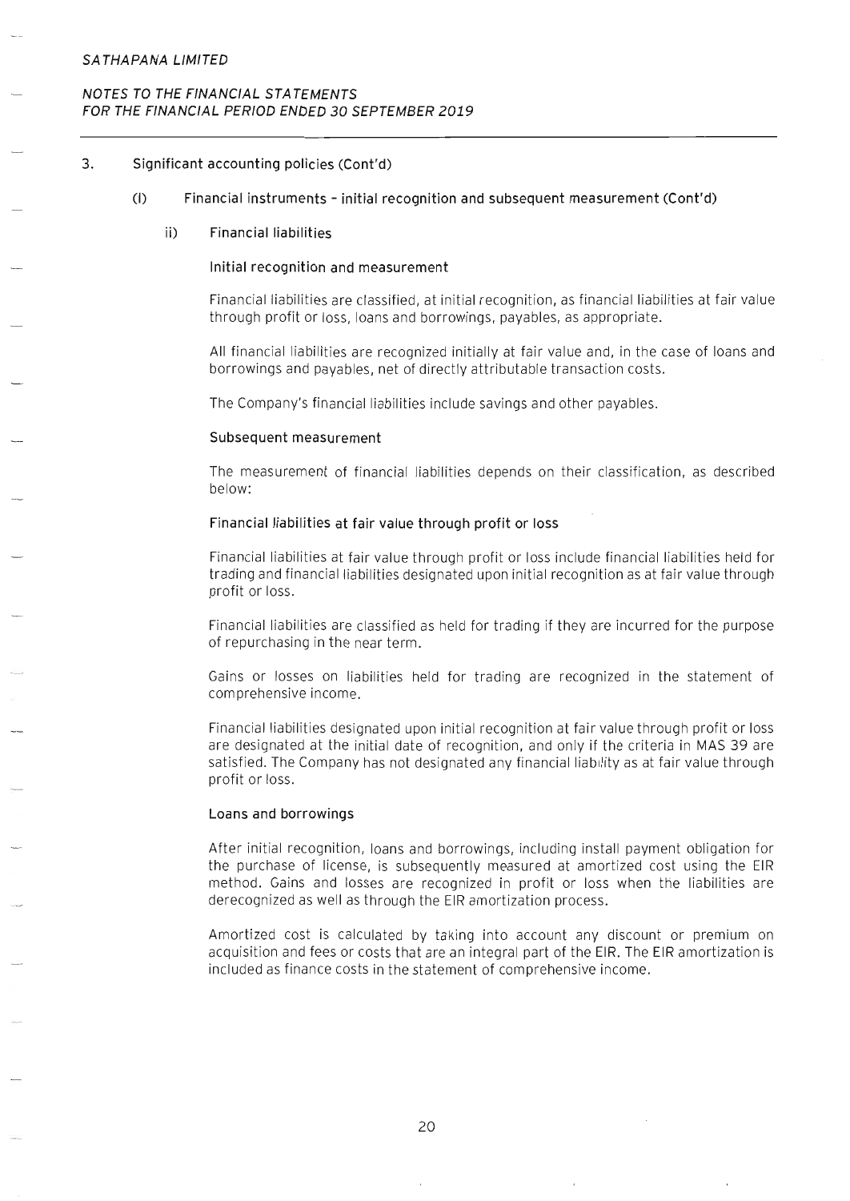## 3. Significant accounting policies (Cont'd)

### (l) Financial instruments - initial recognition and subsequent measurement (Cont'd)

#### ii) Financial liabilities

**Initial recognition and measurement**

Financial liabilities are classified, at initial recognition, as financial liabilities at fair value through profit or loss, loans and borrowings, payables, as appropriate.

All financial liabilities are recognized initially at fair value and, in the case of loans and borrowings and payables, net of directly attributable transaction costs.

The Company's financial liabilities include savings and other payables.

**Subsequent measurement**

The measurement of financial liabilities depends on their classification, as described below:

**Financial liabilities at fair value through profit or loss**

Financial liabilities at fair value through profit or loss include financial liabilities held for trading and financial liabilities designated upon initial recognition as at fair value through profit or loss.

Financial liabilities are classified as held for trading if they are incurred for the purpose of repurchasing in the near term.

Gains or losses on liabilities held for trading are recognized in the statement of comprehensive income.

Financial liabilities designated upon initial recognition at fair value through profit or loss are designated at the initial date of recognition, and only if the criteria in MAS 39 are satisfied. The Company has not designated any financial liability as at fair value through profit or loss.

**Loans and borrowings**

After initial recognition, loans and borrowings, including install payment obligation for the purchase of license, is subsequently measured at amortized cost using the EIR method. Gains and losses are recognized in profit or loss when the liabilities are derecognized as well as through the EIR amortization process.

Amortized cost is calculated by taking into account any discount or premium on acquisition and fees or costs that are an integral part of the EIR. The EIR amortization is included as finance costs in the statement of comprehensive income.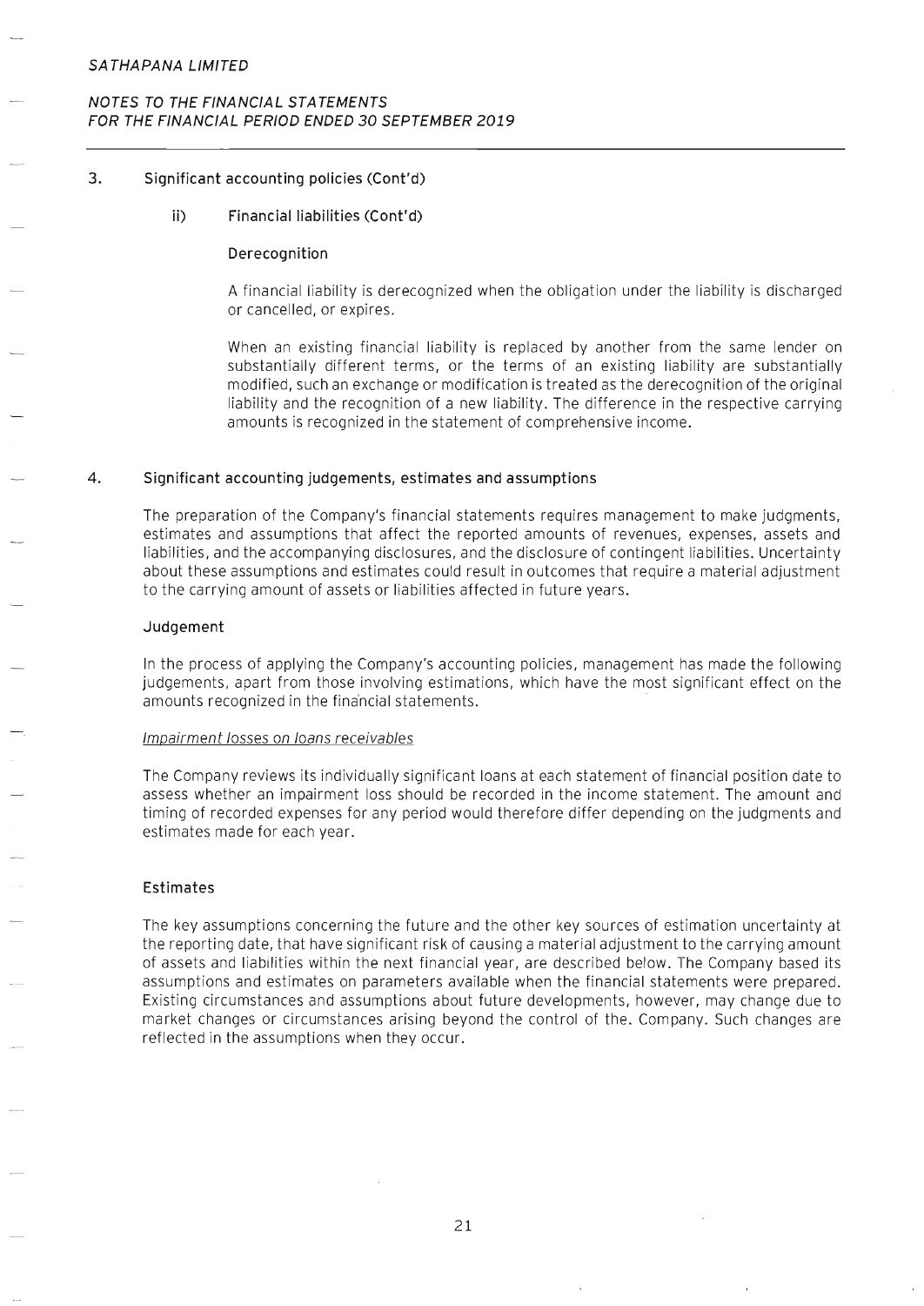## 3. Significant accounting policies (Cont'd)

### ii) Financial liabilities (Cont'd)

#### Derecognition

A financial liability is derecognized when the obligation under the liability is discharged or cancelled, or expires.

When an existing financial liability is replaced by another from the same lender on substantially different terms, or the terms of an existing liability are substantially modified, such an exchange or modification is treated as the derecognition of the original liability and the recognition of a new liability. The difference in the respective carrying amounts is recognized in the statement of comprehensive income.

## 4. Significant accounting judgements, estimates and assumptions

The preparation of the Company's financial statements requires management to make judgments, estimates and assumptions that affect the reported amounts of revenues, expenses, assets and liabilities, and the accompanying disclosures, and the disclosure of contingent liabilities. Uncertainty about these assumptions and estimates could result in outcomes that require a material adjustment to the carrying amount of assets or liabilities affected in future years.

### Judgement

In the process of applying the Company's accounting policies, management has made the following judgements, apart from those involving estimations, which have the most significant effect on the amounts recognized in the financial statements.

*Impairment losses on loans receivables*

The Company reviews its individually significant loans at each statement of financial position date to assess whether an impairment loss should be recorded in the income statement. The amount and timing of recorded expenses for any period would therefore differ depending on the judgments and estimates made for each year.

### Estimates

The key assumptions concerning the future and the other key sources of estimation uncertainty at the reporting date, that have significant risk of causing a material adjustment to the carrying amount of assets and liabilities within the next financial year, are described below. The Company based its assumptions and estimates on parameters available when the financial statements were prepared. Existing circumstances and assumptions about future developments, however, may change due to market changes or circumstances arising beyond the control of the. Company. Such changes are reflected in the assumptions when they occur.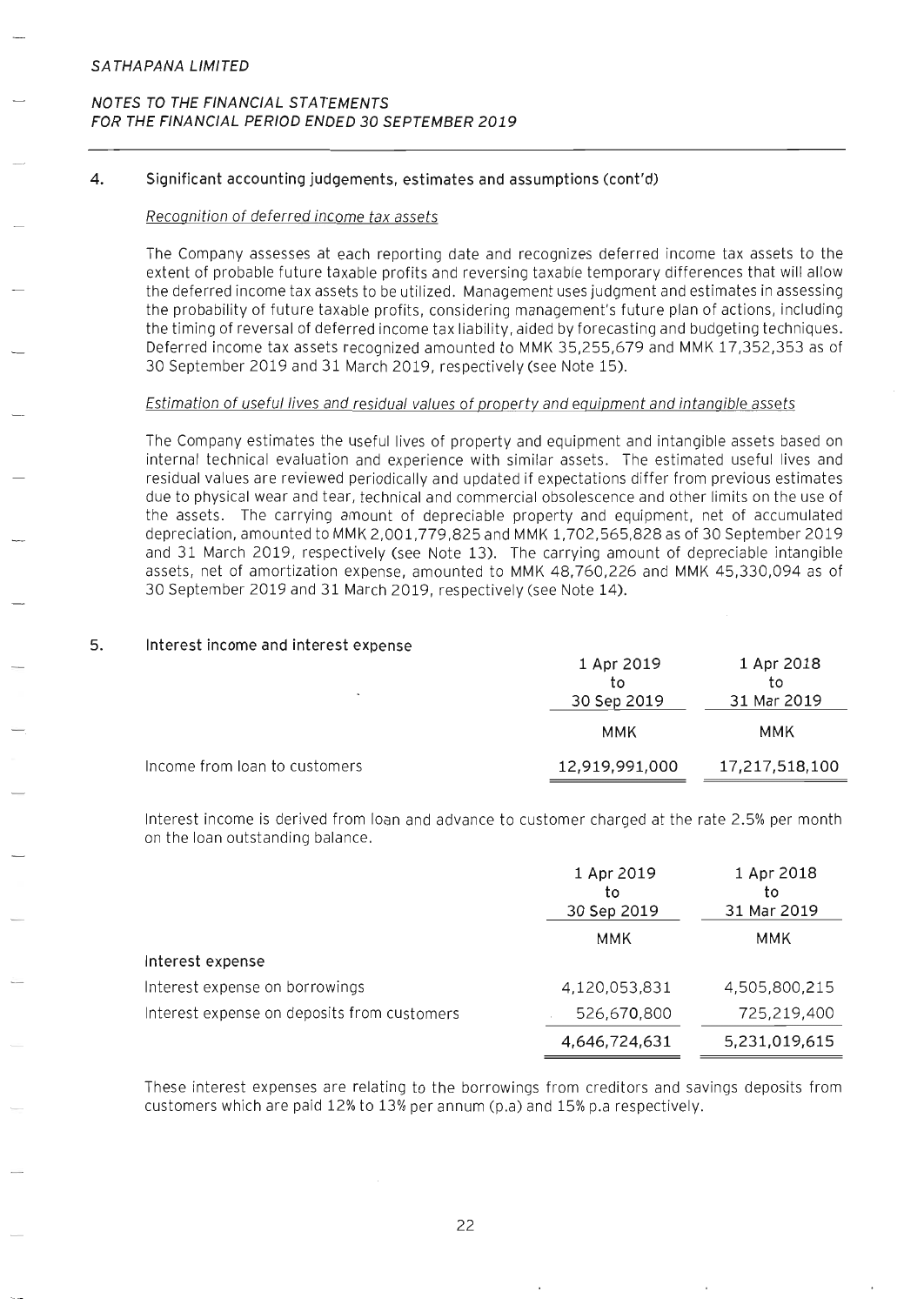## 4. Significant accounting judgements, estimates and assumptions (cont'd)

### Recognition of deferred income tax assets

The Company assesses at each reporting date and recognizes deferred income tax assets to the extent of probable future taxable profits and reversing taxable temporary differences that will allow the deferred income tax assets to be utilized. Management uses judgment and estimates in assessing the probability of future taxable profits, considering management's future plan of actions, including the timing of reversal of deferred income tax liability, aided by forecasting and budgeting techniques. Deferred income tax assets recognized amounted to MMK 35,255,679 and MMK 17,352,353 as of 30 September 2019 and 31 March 2019, respectively (see Note 15).

### Estimation of useful lives and residual values of property and equipment and intangible assets

The Company estimates the useful lives of property and equipment and intangible assets based on internal technical evaluation and experience with similar assets. The estimated useful lives and residual values are reviewed periodically and updated if expectations differ from previous estimates due to physical wear and tear, technical and commercial obsolescence and other limits on the use of the assets. The carrying amount of depreciable property and equipment, net of accumulated depreciation, amounted to MMK 2,001,779,825 and MMK 1,702,565,828 as of 30 September 2019 and 31 March 2019, respectively (see Note 13). The carrying amount of depreciable intangible assets, net of amortization expense, amounted to MMK 48,760,226 and MMK 45,330,094 as of 30 September 2019 and 31 March 2019, respectively (see Note 14).

## 5. Interest income and interest expense

| | 1 Apr 2019 to 30 Sep 2019 | 1 Apr 2018 to 31 Mar 2019 |
|---|---|---|
| | MMK | MMK |
| Income from loan to customers | 12,919,991,000 | 17,217,518,100 |

Interest income is derived from loan and advance to customer charged at the rate 2.5% per month on the loan outstanding balance.

| | 1 Apr 2019 to 30 Sep 2019 | 1 Apr 2018 to 31 Mar 2019 |
|---|---|---|
| | MMK | MMK |
| Interest expense | | |
| Interest expense on borrowings | 4,120,053,831 | 4,505,800,215 |
| Interest expense on deposits from customers | 526,670,800 | 725,219,400 |
| | 4,646,724,631 | 5,231,019,615 |

These interest expenses are relating to the borrowings from creditors and savings deposits from customers which are paid 12% to 13% per annum (p.a) and 15% p.a respectively.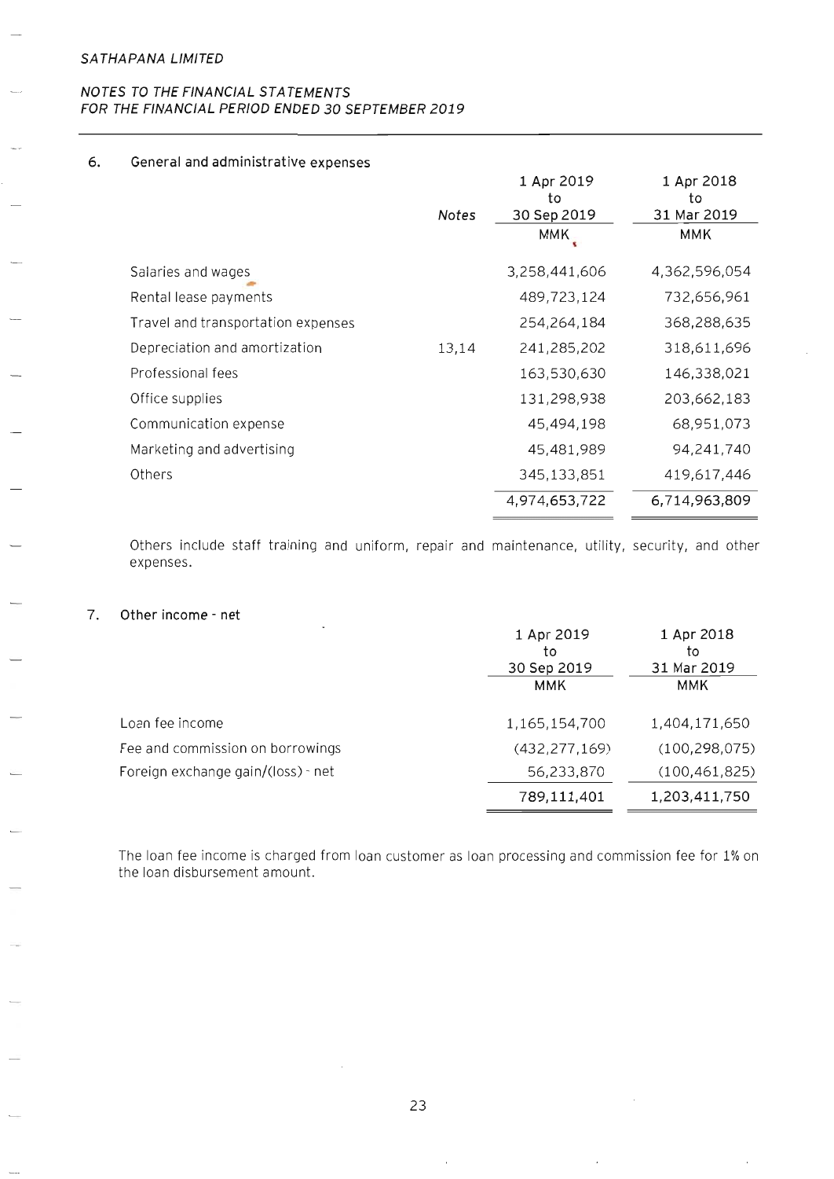SATHAPANA LIMITED

NOTES TO THE FINANCIAL STATEMENTS
FOR THE FINANCIAL PERIOD ENDED 30 SEPTEMBER 2019

## 6. General and administrative expenses

| | Notes | 1 Apr 2019 to 30 Sep 2019 MMK | 1 Apr 2018 to 31 Mar 2019 MMK |
|---|---|---|---|
| Salaries and wages | | 3,258,441,606 | 4,362,596,054 |
| Rental lease payments | | 489,723,124 | 732,656,961 |
| Travel and transportation expenses | | 254,264,184 | 368,288,635 |
| Depreciation and amortization | 13,14 | 241,285,202 | 318,611,696 |
| Professional fees | | 163,530,630 | 146,338,021 |
| Office supplies | | 131,298,938 | 203,662,183 |
| Communication expense | | 45,494,198 | 68,951,073 |
| Marketing and advertising | | 45,481,989 | 94,241,740 |
| Others | | 345,133,851 | 419,617,446 |
| | | 4,974,653,722 | 6,714,963,809 |

Others include staff training and uniform, repair and maintenance, utility, security, and other expenses.

## 7. Other income - net

| | 1 Apr 2019 to 30 Sep 2019 MMK | 1 Apr 2018 to 31 Mar 2019 MMK |
|---|---|---|
| Loan fee income | 1,165,154,700 | 1,404,171,650 |
| Fee and commission on borrowings | (432,277,169) | (100,298,075) |
| Foreign exchange gain/(loss) - net | 56,233,870 | (100,461,825) |
| | 789,111,401 | 1,203,411,750 |

The loan fee income is charged from loan customer as loan processing and commission fee for 1% on the loan disbursement amount.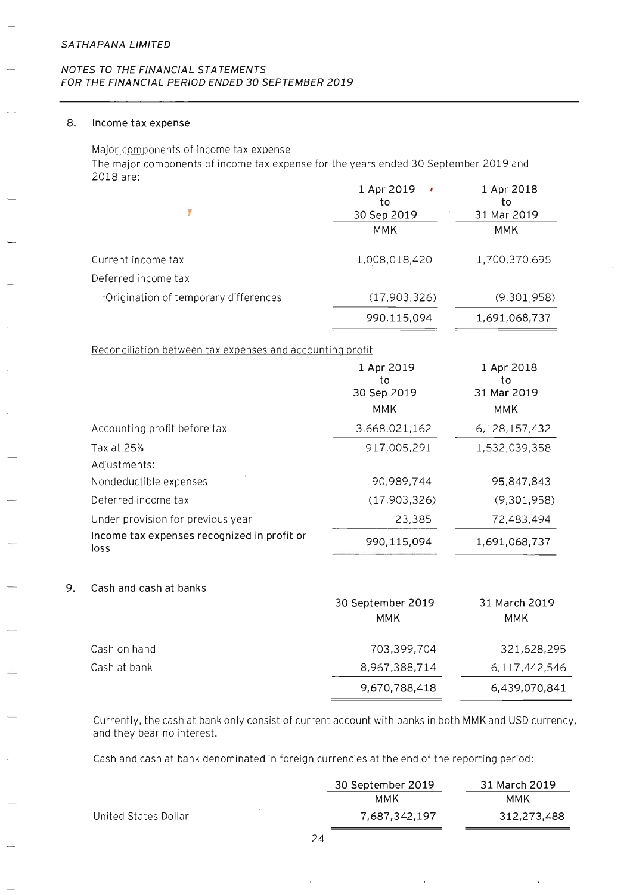## 8. Income tax expense

Major components of income tax expense

The major components of income tax expense for the years ended 30 September 2019 and 2018 are:

| | 1 Apr 2019 to 30 Sep 2019 | 1 Apr 2018 to 31 Mar 2019 |
|---|---|---|
| | MMK | MMK |
| Current income tax | 1,008,018,420 | 1,700,370,695 |
| Deferred income tax | | |
| -Origination of temporary differences | (17,903,326) | (9,301,958) |
| | 990,115,094 | 1,691,068,737 |

Reconciliation between tax expenses and accounting profit

| | 1 Apr 2019 to 30 Sep 2019 | 1 Apr 2018 to 31 Mar 2019 |
|---|---|---|
| | MMK | MMK |
| Accounting profit before tax | 3,668,021,162 | 6,128,157,432 |
| Tax at 25% | 917,005,291 | 1,532,039,358 |
| Adjustments: | | |
| Nondeductible expenses | 90,989,744 | 95,847,843 |
| Deferred income tax | (17,903,326) | (9,301,958) |
| Under provision for previous year | 23,385 | 72,483,494 |
| Income tax expenses recognized in profit or loss | 990,115,094 | 1,691,068,737 |

## 9. Cash and cash at banks

| | 30 September 2019 | 31 March 2019 |
|---|---|---|
| | MMK | MMK |
| Cash on hand | 703,399,704 | 321,628,295 |
| Cash at bank | 8,967,388,714 | 6,117,442,546 |
| | 9,670,788,418 | 6,439,070,841 |

Currently, the cash at bank only consist of current account with banks in both MMK and USD currency, and they bear no interest.

Cash and cash at bank denominated in foreign currencies at the end of the reporting period:

| | 30 September 2019 | 31 March 2019 |
|---|---|---|
| | MMK | MMK |
| United States Dollar | 7,687,342,197 | 312,273,488 |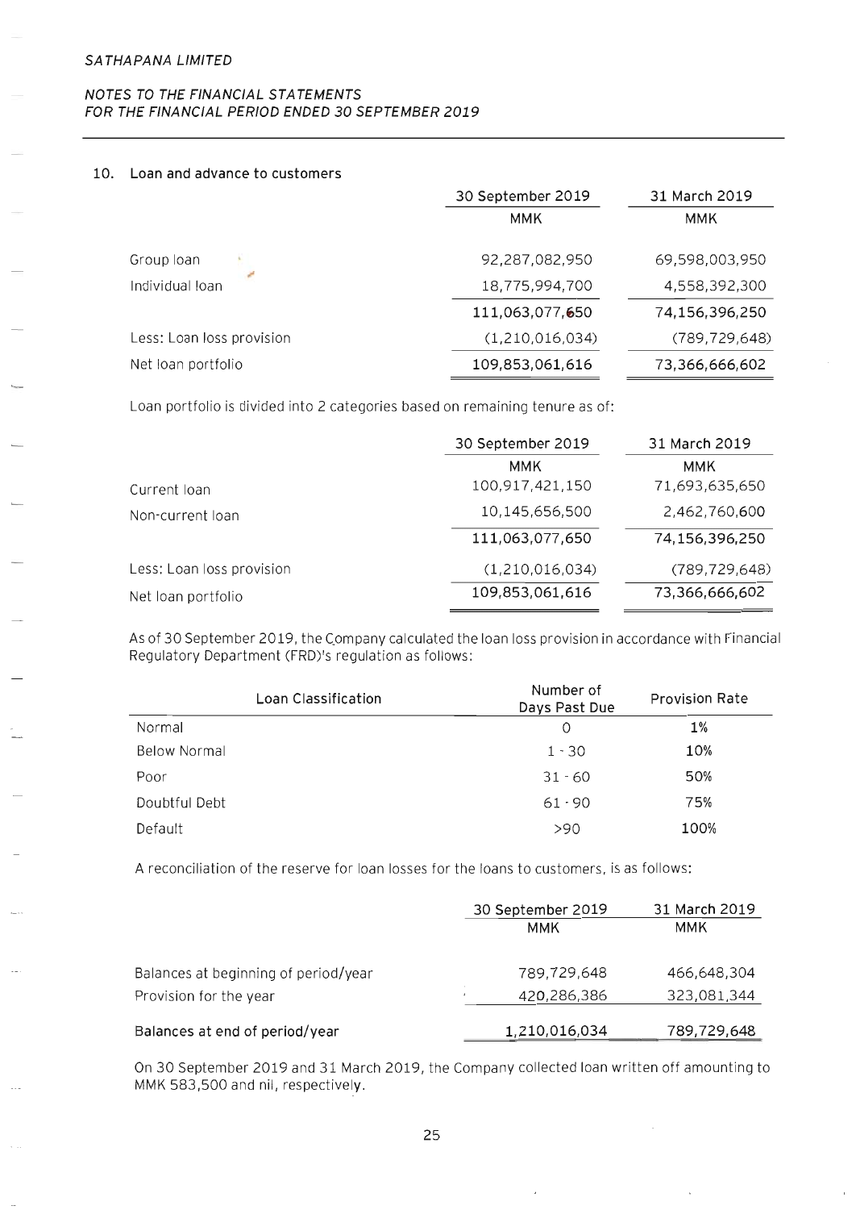## 10. Loan and advance to customers

| | 30 September 2019 | 31 March 2019 |
|---|---|---|
| | MMK | MMK |
| Group loan | 92,287,082,950 | 69,598,003,950 |
| Individual loan | 18,775,994,700 | 4,558,392,300 |
| | 111,063,077,650 | 74,156,396,250 |
| Less: Loan loss provision | (1,210,016,034) | (789,729,648) |
| Net loan portfolio | 109,853,061,616 | 73,366,666,602 |

Loan portfolio is divided into 2 categories based on remaining tenure as of:

| | 30 September 2019 | 31 March 2019 |
|---|---|---|
| | MMK | MMK |
| Current loan | 100,917,421,150 | 71,693,635,650 |
| Non-current loan | 10,145,656,500 | 2,462,760,600 |
| | 111,063,077,650 | 74,156,396,250 |
| Less: Loan loss provision | (1,210,016,034) | (789,729,648) |
| Net loan portfolio | 109,853,061,616 | 73,366,666,602 |

As of 30 September 2019, the Company calculated the loan loss provision in accordance with Financial Regulatory Department (FRD)'s regulation as follows:

| Loan Classification | Number of Days Past Due | Provision Rate |
|---|---|---|
| Normal | 0 | 1% |
| Below Normal | 1 - 30 | 10% |
| Poor | 31 - 60 | 50% |
| Doubtful Debt | 61 - 90 | 75% |
| Default | >90 | 100% |

A reconciliation of the reserve for loan losses for the loans to customers, is as follows:

| | 30 September 2019 | 31 March 2019 |
|---|---|---|
| | MMK | MMK |
| Balances at beginning of period/year | 789,729,648 | 466,648,304 |
| Provision for the year | 420,286,386 | 323,081,344 |
| **Balances at end of period/year** | 1,210,016,034 | 789,729,648 |

On 30 September 2019 and 31 March 2019, the Company collected loan written off amounting to MMK 583,500 and nil, respectively.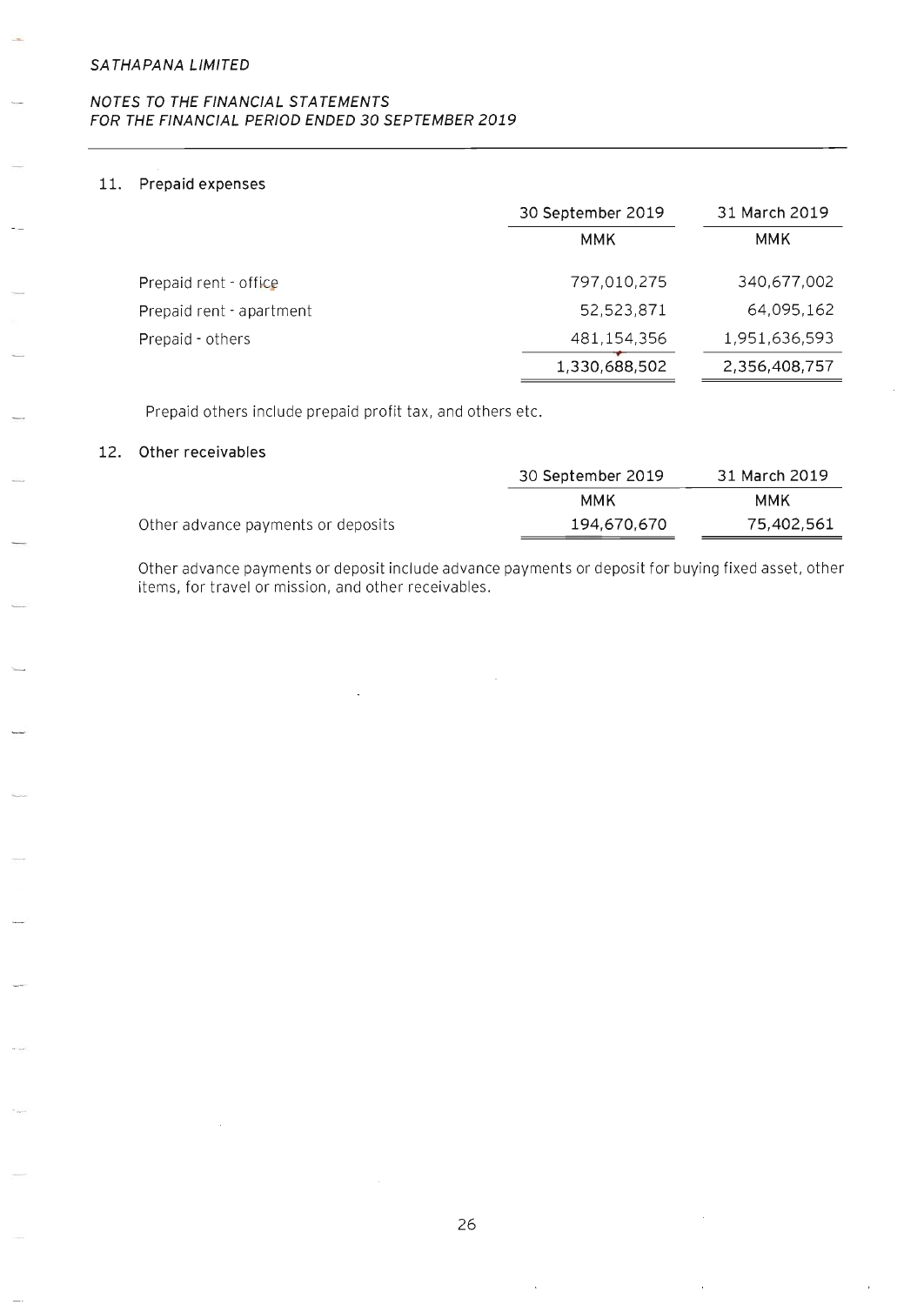## 11. Prepaid expenses

| | 30 September 2019 | 31 March 2019 |
|---|---|---|
| | MMK | MMK |
| Prepaid rent - office | 797,010,275 | 340,677,002 |
| Prepaid rent - apartment | 52,523,871 | 64,095,162 |
| Prepaid - others | 481,154,356 | 1,951,636,593 |
| | 1,330,688,502 | 2,356,408,757 |

Prepaid others include prepaid profit tax, and others etc.

## 12. Other receivables

| | 30 September 2019 | 31 March 2019 |
|---|---|---|
| | MMK | MMK |
| Other advance payments or deposits | 194,670,670 | 75,402,561 |

Other advance payments or deposit include advance payments or deposit for buying fixed asset, other items, for travel or mission, and other receivables.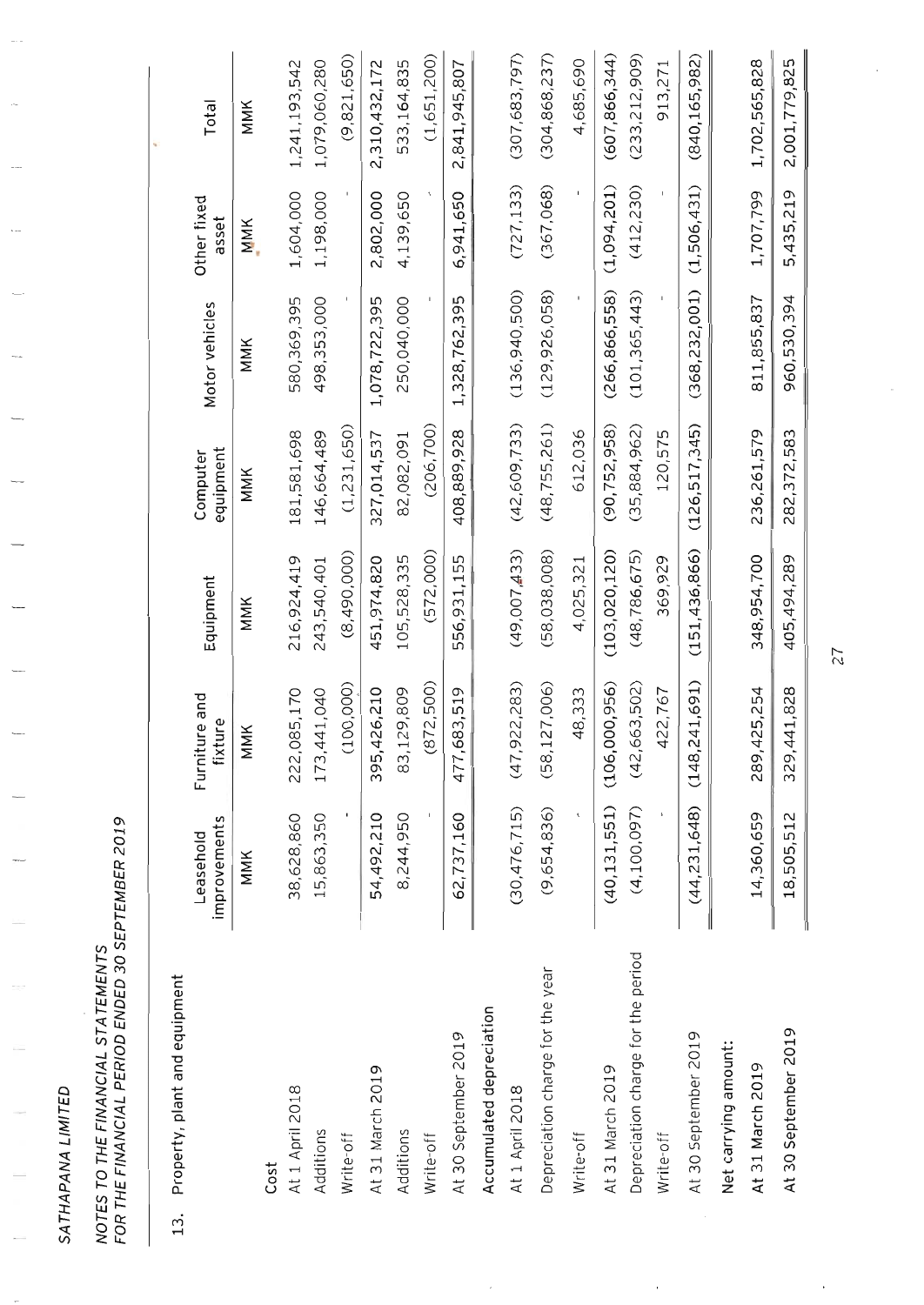*SATHAPANA LIMITED*

*NOTES TO THE FINANCIAL STATEMENTS*
*FOR THE FINANCIAL PERIOD ENDED 30 SEPTEMBER 2019*

## 13. Property, plant and equipment

| | Leasehold improvements | Furniture and fixture | Equipment | Computer equipment | Motor vehicles | Other fixed asset | Total |
|---|---|---|---|---|---|---|---|
| | MMK | MMK | MMK | MMK | MMK | MMK | MMK |
| **Cost** | | | | | | | |
| At 1 April 2018 | 38,628,860 | 222,085,170 | 216,924,419 | 181,581,698 | 580,369,395 | 1,604,000 | 1,241,193,542 |
| Additions | 15,863,350 | 173,441,040 | 243,540,401 | 146,664,489 | 498,353,000 | 1,198,000 | 1,079,060,280 |
| Write-off | - | (100,000) | (8,490,000) | (1,231,650) | - | - | (9,821,650) |
| At 31 March 2019 | 54,492,210 | 395,426,210 | 451,974,820 | 327,014,537 | 1,078,722,395 | 2,802,000 | 2,310,432,172 |
| Additions | 8,244,950 | 83,129,809 | 105,528,335 | 82,082,091 | 250,040,000 | 4,139,650 | 533,164,835 |
| Write-off | - | (872,500) | (572,000) | (206,700) | - | - | (1,651,200) |
| At 30 September 2019 | 62,737,160 | 477,683,519 | 556,931,155 | 408,889,928 | 1,328,762,395 | 6,941,650 | 2,841,945,807 |
| **Accumulated depreciation** | | | | | | | |
| At 1 April 2018 | (30,476,715) | (47,922,283) | (49,007,433) | (42,609,733) | (136,940,500) | (727,133) | (307,683,797) |
| Depreciation charge for the year | (9,654,836) | (58,127,006) | (58,038,008) | (48,755,261) | (129,926,058) | (367,068) | (304,868,237) |
| Write-off | - | 48,333 | 4,025,321 | 612,036 | - | - | 4,685,690 |
| At 31 March 2019 | (40,131,551) | (106,000,956) | (103,020,120) | (90,752,958) | (266,866,558) | (1,094,201) | (607,866,344) |
| Depreciation charge for the period | (4,100,097) | (42,663,502) | (48,786,675) | (35,884,962) | (101,365,443) | (412,230) | (233,212,909) |
| Write-off | - | 422,767 | 369,929 | 120,575 | - | - | 913,271 |
| At 30 September 2019 | (44,231,648) | (148,241,691) | (151,436,866) | (126,517,345) | (368,232,001) | (1,506,431) | (840,165,982) |
| **Net carrying amount:** | | | | | | | |
| At 31 March 2019 | 14,360,659 | 289,425,254 | 348,954,700 | 236,261,579 | 811,855,837 | 1,707,799 | 1,702,565,828 |
| At 30 September 2019 | 18,505,512 | 329,441,828 | 405,494,289 | 282,372,583 | 960,530,394 | 5,435,219 | 2,001,779,825 |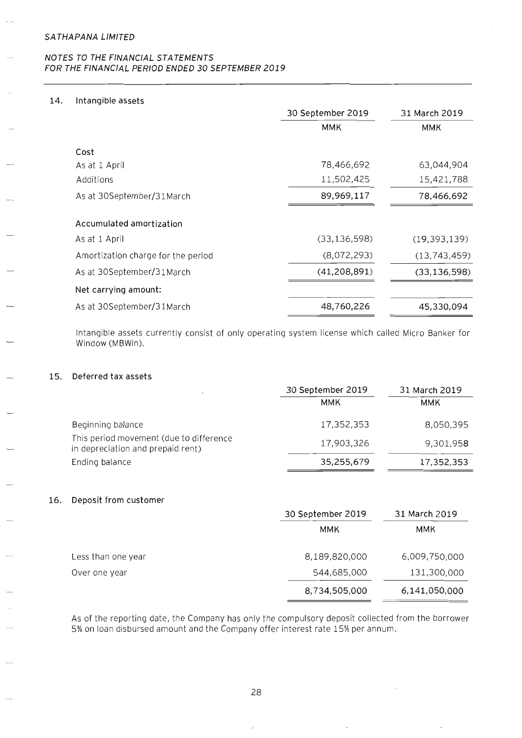## 14. Intangible assets

| | 30 September 2019 | 31 March 2019 |
|---|---|---|
| | MMK | MMK |
| **Cost** | | |
| As at 1 April | 78,466,692 | 63,044,904 |
| Additions | 11,502,425 | 15,421,788 |
| As at 30September/31March | 89,969,117 | 78,466,692 |
| **Accumulated amortization** | | |
| As at 1 April | (33,136,598) | (19,393,139) |
| Amortization charge for the period | (8,072,293) | (13,743,459) |
| As at 30September/31March | (41,208,891) | (33,136,598) |
| **Net carrying amount:** | | |
| As at 30September/31March | 48,760,226 | 45,330,094 |

Intangible assets currently consist of only operating system license which called Micro Banker for Window (MBWin).

## 15. Deferred tax assets

| | 30 September 2019 | 31 March 2019 |
|---|---|---|
| | MMK | MMK |
| Beginning balance | 17,352,353 | 8,050,395 |
| This period movement (due to difference in depreciation and prepaid rent) | 17,903,326 | 9,301,958 |
| Ending balance | 35,255,679 | 17,352,353 |

## 16. Deposit from customer

| | 30 September 2019 | 31 March 2019 |
|---|---|---|
| | MMK | MMK |
| Less than one year | 8,189,820,000 | 6,009,750,000 |
| Over one year | 544,685,000 | 131,300,000 |
| | 8,734,505,000 | 6,141,050,000 |

As of the reporting date, the Company has only the compulsory deposit collected from the borrower 5% on loan disbursed amount and the Company offer interest rate 15% per annum.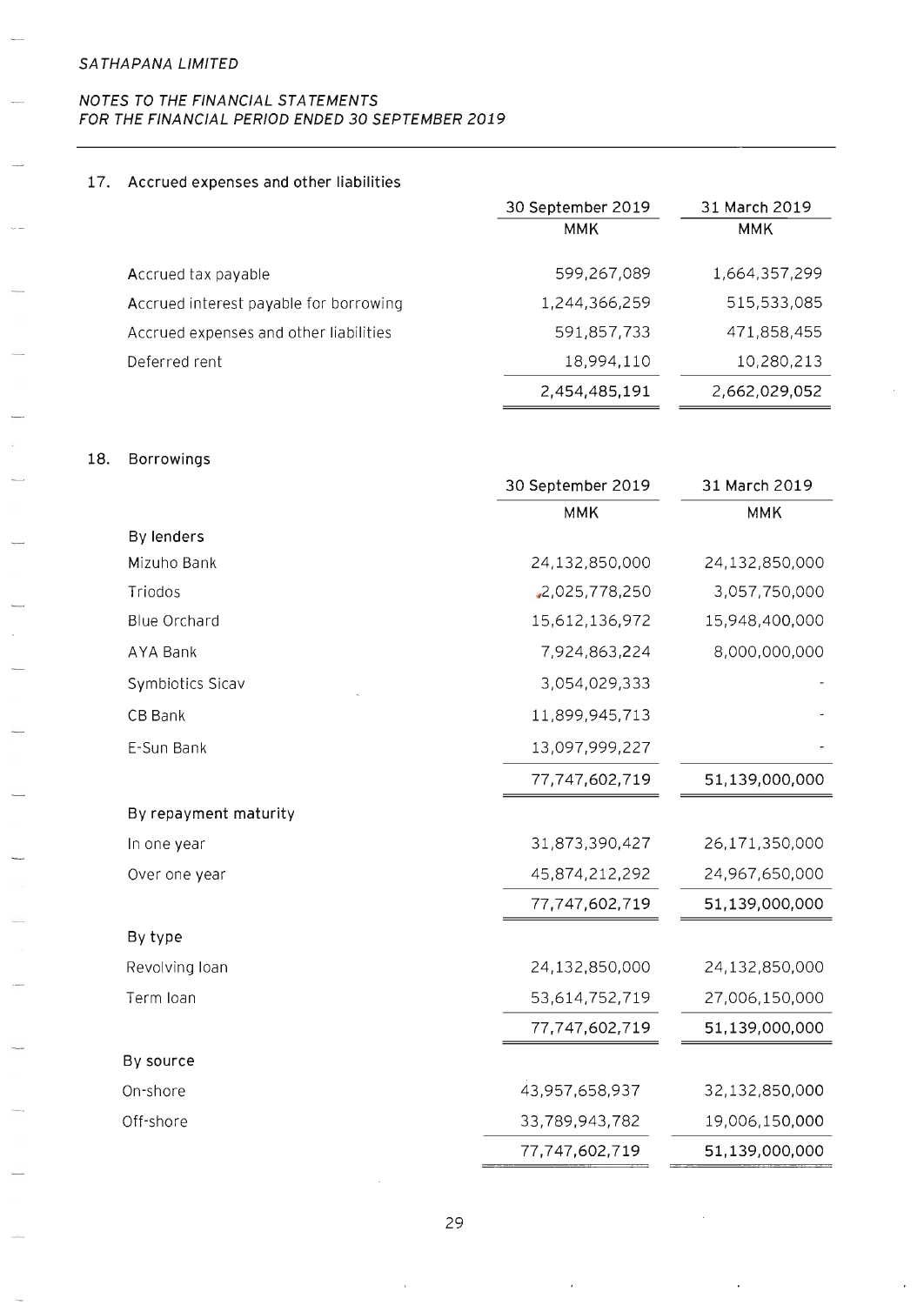SATHAPANA LIMITED

NOTES TO THE FINANCIAL STATEMENTS
FOR THE FINANCIAL PERIOD ENDED 30 SEPTEMBER 2019

## 17. Accrued expenses and other liabilities

| | 30 September 2019 | 31 March 2019 |
|---|---|---|
| | MMK | MMK |
| Accrued tax payable | 599,267,089 | 1,664,357,299 |
| Accrued interest payable for borrowing | 1,244,366,259 | 515,533,085 |
| Accrued expenses and other liabilities | 591,857,733 | 471,858,455 |
| Deferred rent | 18,994,110 | 10,280,213 |
| | 2,454,485,191 | 2,662,029,052 |

## 18. Borrowings

| | 30 September 2019 | 31 March 2019 |
|---|---|---|
| | MMK | MMK |
| **By lenders** | | |
| Mizuho Bank | 24,132,850,000 | 24,132,850,000 |
| Triodos | 2,025,778,250 | 3,057,750,000 |
| Blue Orchard | 15,612,136,972 | 15,948,400,000 |
| AYA Bank | 7,924,863,224 | 8,000,000,000 |
| Symbiotics Sicav | 3,054,029,333 | - |
| CB Bank | 11,899,945,713 | - |
| E-Sun Bank | 13,097,999,227 | - |
| | 77,747,602,719 | 51,139,000,000 |
| **By repayment maturity** | | |
| In one year | 31,873,390,427 | 26,171,350,000 |
| Over one year | 45,874,212,292 | 24,967,650,000 |
| | 77,747,602,719 | 51,139,000,000 |
| **By type** | | |
| Revolving loan | 24,132,850,000 | 24,132,850,000 |
| Term loan | 53,614,752,719 | 27,006,150,000 |
| | 77,747,602,719 | 51,139,000,000 |
| **By source** | | |
| On-shore | 43,957,658,937 | 32,132,850,000 |
| Off-shore | 33,789,943,782 | 19,006,150,000 |
| | 77,747,602,719 | 51,139,000,000 |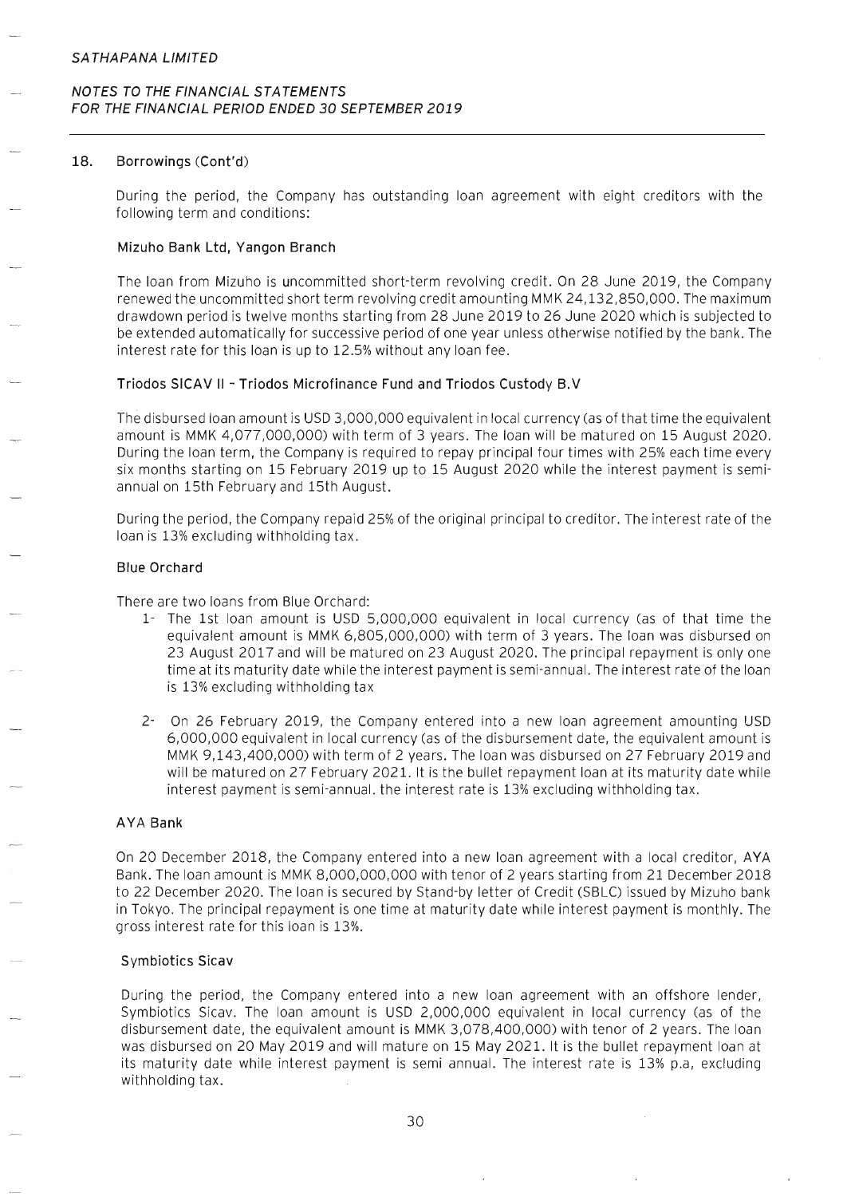### 18. Borrowings (Cont'd)

During the period, the Company has outstanding loan agreement with eight creditors with the following term and conditions:

**Mizuho Bank Ltd, Yangon Branch**

The loan from Mizuho is uncommitted short-term revolving credit. On 28 June 2019, the Company renewed the uncommitted short term revolving credit amounting MMK 24,132,850,000. The maximum drawdown period is twelve months starting from 28 June 2019 to 26 June 2020 which is subjected to be extended automatically for successive period of one year unless otherwise notified by the bank. The interest rate for this loan is up to 12.5% without any loan fee.

**Triodos SICAV II – Triodos Microfinance Fund and Triodos Custody B.V**

The disbursed loan amount is USD 3,000,000 equivalent in local currency (as of that time the equivalent amount is MMK 4,077,000,000) with term of 3 years. The loan will be matured on 15 August 2020. During the loan term, the Company is required to repay principal four times with 25% each time every six months starting on 15 February 2019 up to 15 August 2020 while the interest payment is semi-annual on 15th February and 15th August.

During the period, the Company repaid 25% of the original principal to creditor. The interest rate of the loan is 13% excluding withholding tax.

**Blue Orchard**

There are two loans from Blue Orchard:

1- The 1st loan amount is USD 5,000,000 equivalent in local currency (as of that time the equivalent amount is MMK 6,805,000,000) with term of 3 years. The loan was disbursed on 23 August 2017 and will be matured on 23 August 2020. The principal repayment is only one time at its maturity date while the interest payment is semi-annual. The interest rate of the loan is 13% excluding withholding tax

2- On 26 February 2019, the Company entered into a new loan agreement amounting USD 6,000,000 equivalent in local currency (as of the disbursement date, the equivalent amount is MMK 9,143,400,000) with term of 2 years. The loan was disbursed on 27 February 2019 and will be matured on 27 February 2021. It is the bullet repayment loan at its maturity date while interest payment is semi-annual. the interest rate is 13% excluding withholding tax.

**AYA Bank**

On 20 December 2018, the Company entered into a new loan agreement with a local creditor, AYA Bank. The loan amount is MMK 8,000,000,000 with tenor of 2 years starting from 21 December 2018 to 22 December 2020. The loan is secured by Stand-by letter of Credit (SBLC) issued by Mizuho bank in Tokyo. The principal repayment is one time at maturity date while interest payment is monthly. The gross interest rate for this loan is 13%.

**Symbiotics Sicav**

During the period, the Company entered into a new loan agreement with an offshore lender, Symbiotics Sicav. The loan amount is USD 2,000,000 equivalent in local currency (as of the disbursement date, the equivalent amount is MMK 3,078,400,000) with tenor of 2 years. The loan was disbursed on 20 May 2019 and will mature on 15 May 2021. It is the bullet repayment loan at its maturity date while interest payment is semi annual. The interest rate is 13% p.a, excluding withholding tax.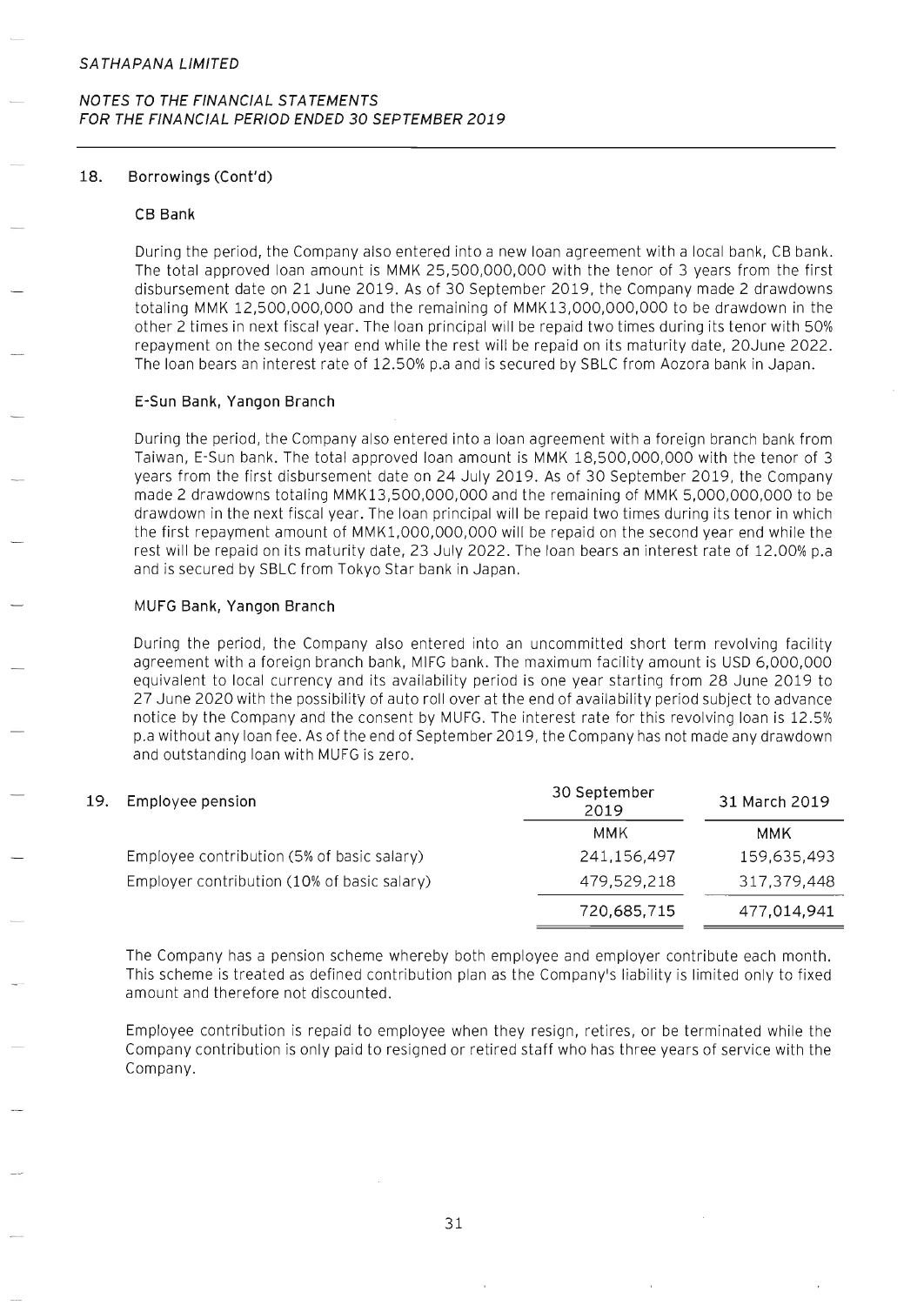## 18. Borrowings (Cont'd)

### CB Bank

During the period, the Company also entered into a new loan agreement with a local bank, CB bank. The total approved loan amount is MMK 25,500,000,000 with the tenor of 3 years from the first disbursement date on 21 June 2019. As of 30 September 2019, the Company made 2 drawdowns totaling MMK 12,500,000,000 and the remaining of MMK13,000,000,000 to be drawdown in the other 2 times in next fiscal year. The loan principal will be repaid two times during its tenor with 50% repayment on the second year end while the rest will be repaid on its maturity date, 20June 2022. The loan bears an interest rate of 12.50% p.a and is secured by SBLC from Aozora bank in Japan.

### E-Sun Bank, Yangon Branch

During the period, the Company also entered into a loan agreement with a foreign branch bank from Taiwan, E-Sun bank. The total approved loan amount is MMK 18,500,000,000 with the tenor of 3 years from the first disbursement date on 24 July 2019. As of 30 September 2019, the Company made 2 drawdowns totaling MMK13,500,000,000 and the remaining of MMK 5,000,000,000 to be drawdown in the next fiscal year. The loan principal will be repaid two times during its tenor in which the first repayment amount of MMK1,000,000,000 will be repaid on the second year end while the rest will be repaid on its maturity date, 23 July 2022. The loan bears an interest rate of 12.00% p.a and is secured by SBLC from Tokyo Star bank in Japan.

### MUFG Bank, Yangon Branch

During the period, the Company also entered into an uncommitted short term revolving facility agreement with a foreign branch bank, MIFG bank. The maximum facility amount is USD 6,000,000 equivalent to local currency and its availability period is one year starting from 28 June 2019 to 27 June 2020 with the possibility of auto roll over at the end of availability period subject to advance notice by the Company and the consent by MUFG. The interest rate for this revolving loan is 12.5% p.a without any loan fee. As of the end of September 2019, the Company has not made any drawdown and outstanding loan with MUFG is zero.

## 19. Employee pension

| | 30 September 2019 | 31 March 2019 |
|---|---|---|
| | MMK | MMK |
| Employee contribution (5% of basic salary) | 241,156,497 | 159,635,493 |
| Employer contribution (10% of basic salary) | 479,529,218 | 317,379,448 |
| | 720,685,715 | 477,014,941 |

The Company has a pension scheme whereby both employee and employer contribute each month. This scheme is treated as defined contribution plan as the Company's liability is limited only to fixed amount and therefore not discounted.

Employee contribution is repaid to employee when they resign, retires, or be terminated while the Company contribution is only paid to resigned or retired staff who has three years of service with the Company.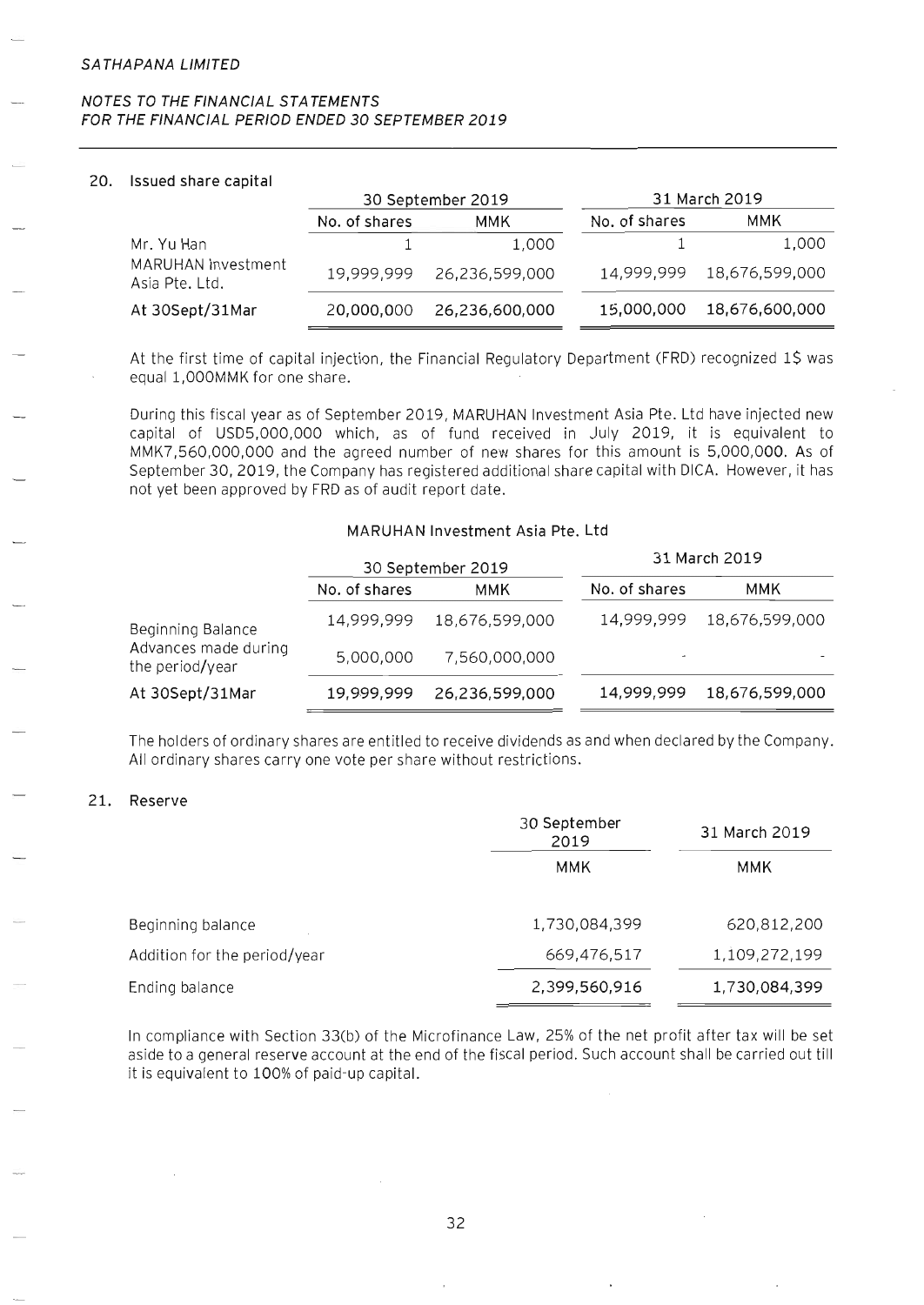## 20. Issued share capital

| | 30 September 2019 | | 31 March 2019 | |
|---|---|---|---|---|
| | No. of shares | MMK | No. of shares | MMK |
| Mr. Yu Han | 1 | 1,000 | 1 | 1,000 |
| MARUHAN Investment Asia Pte. Ltd. | 19,999,999 | 26,236,599,000 | 14,999,999 | 18,676,599,000 |
| At 30Sept/31Mar | 20,000,000 | 26,236,600,000 | 15,000,000 | 18,676,600,000 |

At the first time of capital injection, the Financial Regulatory Department (FRD) recognized 1$ was equal 1,000MMK for one share.

During this fiscal year as of September 2019, MARUHAN Investment Asia Pte. Ltd have injected new capital of USD5,000,000 which, as of fund received in July 2019, it is equivalent to MMK7,560,000,000 and the agreed number of new shares for this amount is 5,000,000. As of September 30, 2019, the Company has registered additional share capital with DICA. However, it has not yet been approved by FRD as of audit report date.

MARUHAN Investment Asia Pte. Ltd

| | 30 September 2019 | | 31 March 2019 | |
|---|---|---|---|---|
| | No. of shares | MMK | No. of shares | MMK |
| Beginning Balance | 14,999,999 | 18,676,599,000 | 14,999,999 | 18,676,599,000 |
| Advances made during the period/year | 5,000,000 | 7,560,000,000 | - | - |
| At 30Sept/31Mar | 19,999,999 | 26,236,599,000 | 14,999,999 | 18,676,599,000 |

The holders of ordinary shares are entitled to receive dividends as and when declared by the Company. All ordinary shares carry one vote per share without restrictions.

## 21. Reserve

| | 30 September 2019 | 31 March 2019 |
|---|---|---|
| | MMK | MMK |
| Beginning balance | 1,730,084,399 | 620,812,200 |
| Addition for the period/year | 669,476,517 | 1,109,272,199 |
| Ending balance | 2,399,560,916 | 1,730,084,399 |

In compliance with Section 33(b) of the Microfinance Law, 25% of the net profit after tax will be set aside to a general reserve account at the end of the fiscal period. Such account shall be carried out till it is equivalent to 100% of paid-up capital.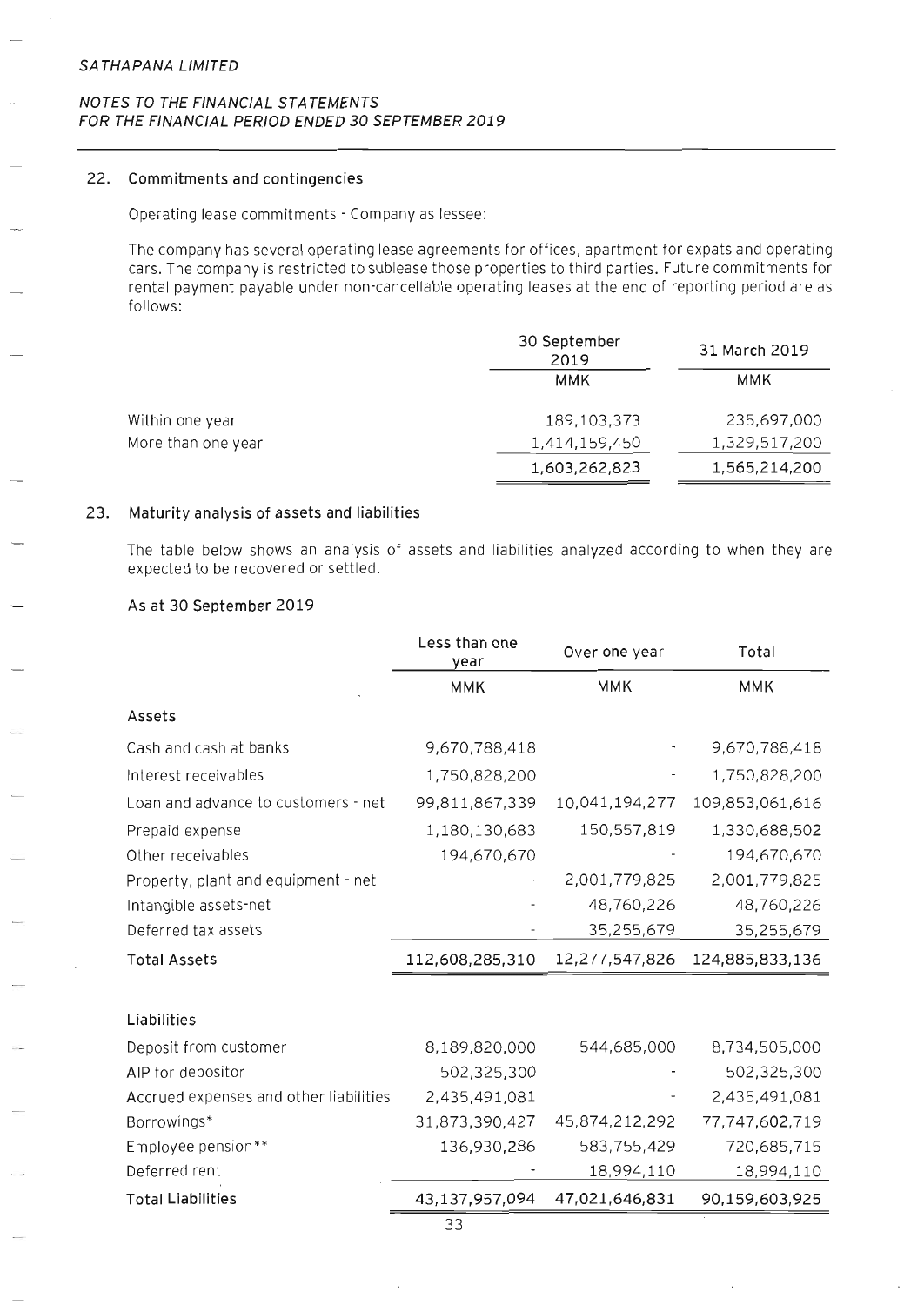## 22. Commitments and contingencies

Operating lease commitments - Company as lessee:

The company has several operating lease agreements for offices, apartment for expats and operating cars. The company is restricted to sublease those properties to third parties. Future commitments for rental payment payable under non-cancellable operating leases at the end of reporting period are as follows:

| | 30 September 2019 | 31 March 2019 |
|---|---|---|
| | MMK | MMK |
| Within one year | 189,103,373 | 235,697,000 |
| More than one year | 1,414,159,450 | 1,329,517,200 |
| | 1,603,262,823 | 1,565,214,200 |

## 23. Maturity analysis of assets and liabilities

The table below shows an analysis of assets and liabilities analyzed according to when they are expected to be recovered or settled.

### As at 30 September 2019

| | Less than one year | Over one year | Total |
|---|---|---|---|
| | MMK | MMK | MMK |
| **Assets** | | | |
| Cash and cash at banks | 9,670,788,418 | - | 9,670,788,418 |
| Interest receivables | 1,750,828,200 | - | 1,750,828,200 |
| Loan and advance to customers - net | 99,811,867,339 | 10,041,194,277 | 109,853,061,616 |
| Prepaid expense | 1,180,130,683 | 150,557,819 | 1,330,688,502 |
| Other receivables | 194,670,670 | - | 194,670,670 |
| Property, plant and equipment - net | - | 2,001,779,825 | 2,001,779,825 |
| Intangible assets-net | - | 48,760,226 | 48,760,226 |
| Deferred tax assets | - | 35,255,679 | 35,255,679 |
| **Total Assets** | 112,608,285,310 | 12,277,547,826 | 124,885,833,136 |
| | | | |
| **Liabilities** | | | |
| Deposit from customer | 8,189,820,000 | 544,685,000 | 8,734,505,000 |
| AIP for depositor | 502,325,300 | - | 502,325,300 |
| Accrued expenses and other liabilities | 2,435,491,081 | - | 2,435,491,081 |
| Borrowings* | 31,873,390,427 | 45,874,212,292 | 77,747,602,719 |
| Employee pension** | 136,930,286 | 583,755,429 | 720,685,715 |
| Deferred rent | - | 18,994,110 | 18,994,110 |
| **Total Liabilities** | 43,137,957,094 | 47,021,646,831 | 90,159,603,925 |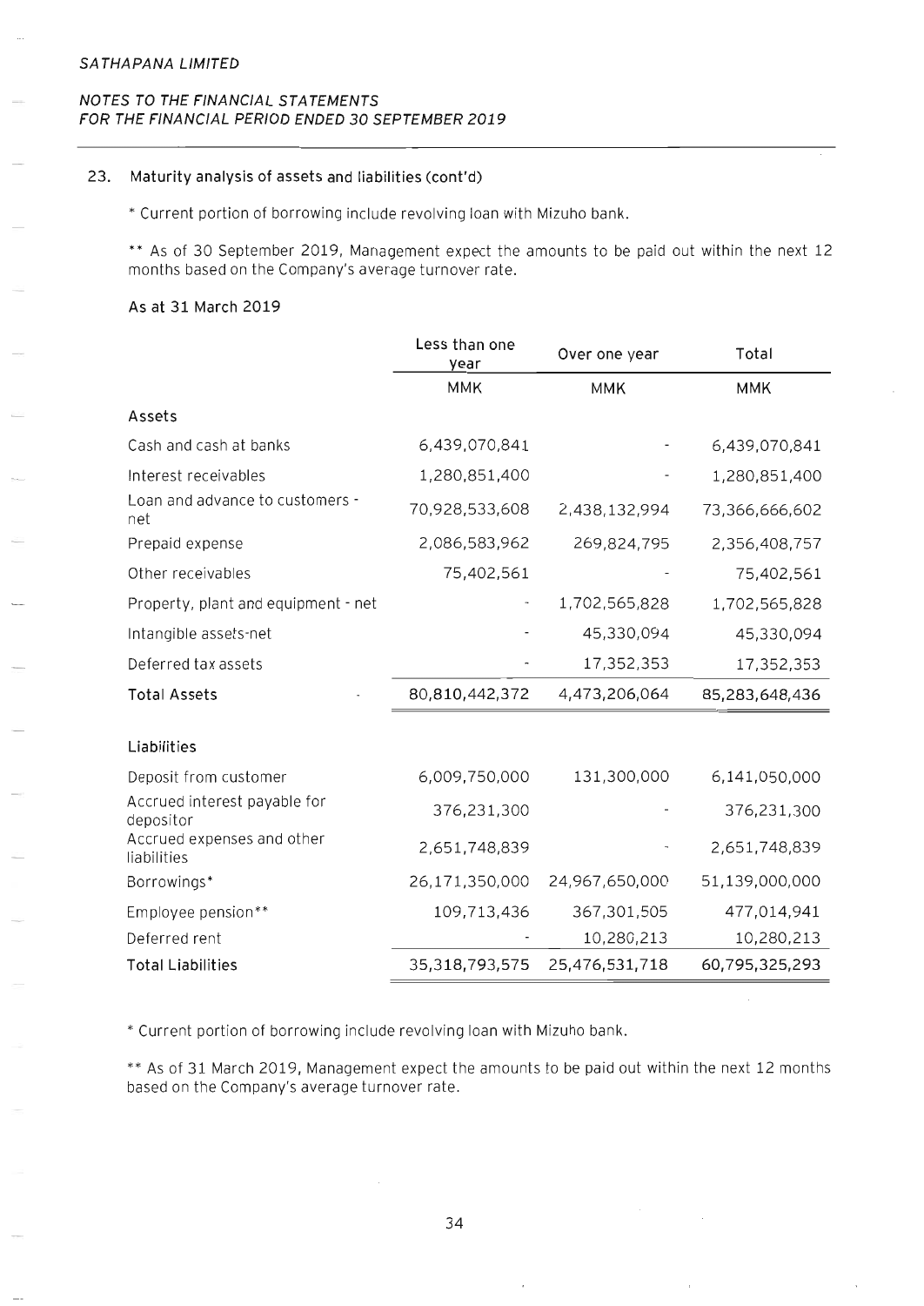## 23. Maturity analysis of assets and liabilities (cont'd)

* Current portion of borrowing include revolving loan with Mizuho bank.

** As of 30 September 2019, Management expect the amounts to be paid out within the next 12 months based on the Company's average turnover rate.

**As at 31 March 2019**

| | Less than one year | Over one year | Total |
|---|---|---|---|
| | MMK | MMK | MMK |
| **Assets** | | | |
| Cash and cash at banks | 6,439,070,841 | - | 6,439,070,841 |
| Interest receivables | 1,280,851,400 | - | 1,280,851,400 |
| Loan and advance to customers - net | 70,928,533,608 | 2,438,132,994 | 73,366,666,602 |
| Prepaid expense | 2,086,583,962 | 269,824,795 | 2,356,408,757 |
| Other receivables | 75,402,561 | - | 75,402,561 |
| Property, plant and equipment - net | - | 1,702,565,828 | 1,702,565,828 |
| Intangible assets-net | - | 45,330,094 | 45,330,094 |
| Deferred tax assets | - | 17,352,353 | 17,352,353 |
| **Total Assets** | 80,810,442,372 | 4,473,206,064 | 85,283,648,436 |
| **Liabilities** | | | |
| Deposit from customer | 6,009,750,000 | 131,300,000 | 6,141,050,000 |
| Accrued interest payable for depositor | 376,231,300 | - | 376,231,300 |
| Accrued expenses and other liabilities | 2,651,748,839 | - | 2,651,748,839 |
| Borrowings* | 26,171,350,000 | 24,967,650,000 | 51,139,000,000 |
| Employee pension** | 109,713,436 | 367,301,505 | 477,014,941 |
| Deferred rent | - | 10,280,213 | 10,280,213 |
| **Total Liabilities** | 35,318,793,575 | 25,476,531,718 | 60,795,325,293 |

* Current portion of borrowing include revolving loan with Mizuho bank.

** As of 31 March 2019, Management expect the amounts to be paid out within the next 12 months based on the Company's average turnover rate.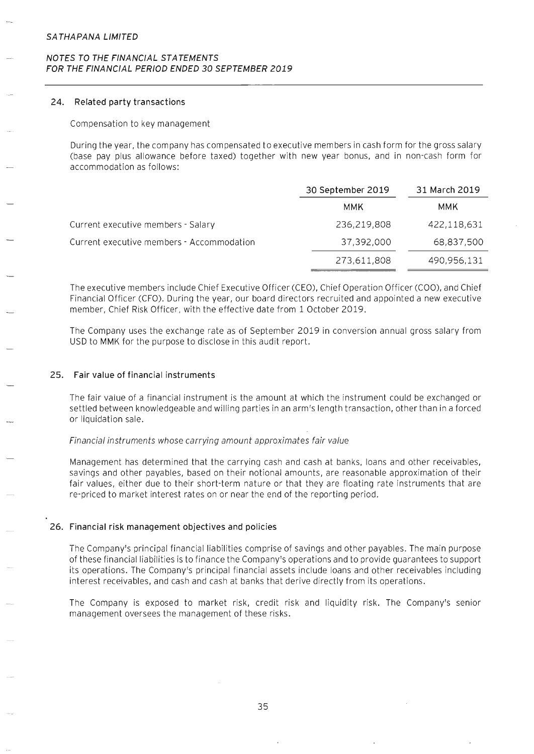## 24. Related party transactions

Compensation to key management

During the year, the company has compensated to executive members in cash form for the gross salary (base pay plus allowance before taxed) together with new year bonus, and in non-cash form for accommodation as follows:

| | 30 September 2019 | 31 March 2019 |
|---|---|---|
| | MMK | MMK |
| Current executive members - Salary | 236,219,808 | 422,118,631 |
| Current executive members - Accommodation | 37,392,000 | 68,837,500 |
| | 273,611,808 | 490,956,131 |

The executive members include Chief Executive Officer (CEO), Chief Operation Officer (COO), and Chief Financial Officer (CFO). During the year, our board directors recruited and appointed a new executive member, Chief Risk Officer, with the effective date from 1 October 2019.

The Company uses the exchange rate as of September 2019 in conversion annual gross salary from USD to MMK for the purpose to disclose in this audit report.

## 25. Fair value of financial instruments

The fair value of a financial instrument is the amount at which the instrument could be exchanged or settled between knowledgeable and willing parties in an arm's length transaction, other than in a forced or liquidation sale.

*Financial instruments whose carrying amount approximates fair value*

Management has determined that the carrying cash and cash at banks, loans and other receivables, savings and other payables, based on their notional amounts, are reasonable approximation of their fair values, either due to their short-term nature or that they are floating rate instruments that are re-priced to market interest rates on or near the end of the reporting period.

## 26. Financial risk management objectives and policies

The Company's principal financial liabilities comprise of savings and other payables. The main purpose of these financial liabilities is to finance the Company's operations and to provide guarantees to support its operations. The Company's principal financial assets include loans and other receivables including interest receivables, and cash and cash at banks that derive directly from its operations.

The Company is exposed to market risk, credit risk and liquidity risk. The Company's senior management oversees the management of these risks.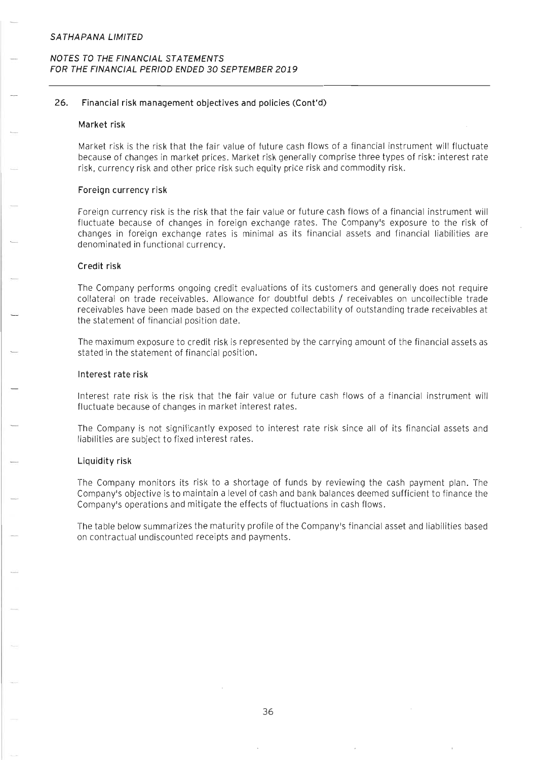## 26. Financial risk management objectives and policies (Cont'd)

### Market risk

Market risk is the risk that the fair value of future cash flows of a financial instrument will fluctuate because of changes in market prices. Market risk generally comprise three types of risk: interest rate risk, currency risk and other price risk such equity price risk and commodity risk.

### Foreign currency risk

Foreign currency risk is the risk that the fair value or future cash flows of a financial instrument will fluctuate because of changes in foreign exchange rates. The Company's exposure to the risk of changes in foreign exchange rates is minimal as its financial assets and financial liabilities are denominated in functional currency.

### Credit risk

The Company performs ongoing credit evaluations of its customers and generally does not require collateral on trade receivables. Allowance for doubtful debts / receivables on uncollectible trade receivables have been made based on the expected collectability of outstanding trade receivables at the statement of financial position date.

The maximum exposure to credit risk is represented by the carrying amount of the financial assets as stated in the statement of financial position.

### Interest rate risk

Interest rate risk is the risk that the fair value or future cash flows of a financial instrument will fluctuate because of changes in market interest rates.

The Company is not significantly exposed to interest rate risk since all of its financial assets and liabilities are subject to fixed interest rates.

### Liquidity risk

The Company monitors its risk to a shortage of funds by reviewing the cash payment plan. The Company's objective is to maintain a level of cash and bank balances deemed sufficient to finance the Company's operations and mitigate the effects of fluctuations in cash flows.

The table below summarizes the maturity profile of the Company's financial asset and liabilities based on contractual undiscounted receipts and payments.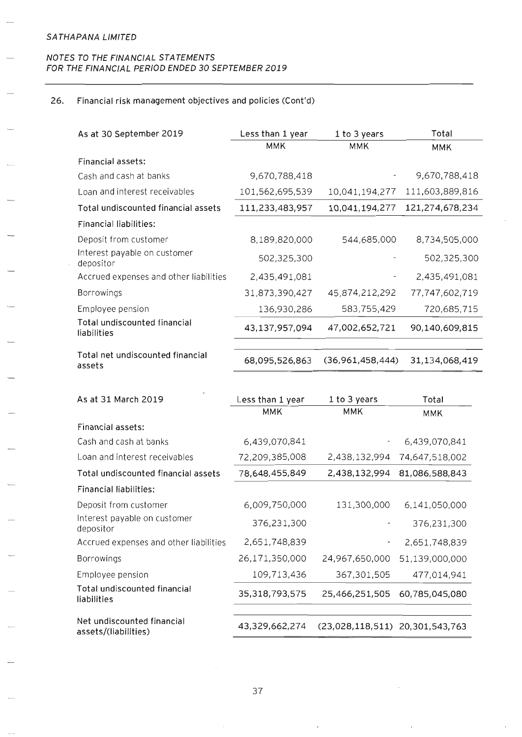SATHAPANA LIMITED

NOTES TO THE FINANCIAL STATEMENTS
FOR THE FINANCIAL PERIOD ENDED 30 SEPTEMBER 2019

## 26. Financial risk management objectives and policies (Cont'd)

| As at 30 September 2019 | Less than 1 year | 1 to 3 years | Total |
|---|---|---|---|
| | MMK | MMK | MMK |
| Financial assets: | | | |
| Cash and cash at banks | 9,670,788,418 | - | 9,670,788,418 |
| Loan and interest receivables | 101,562,695,539 | 10,041,194,277 | 111,603,889,816 |
| **Total undiscounted financial assets** | 111,233,483,957 | 10,041,194,277 | 121,274,678,234 |
| Financial liabilities: | | | |
| Deposit from customer | 8,189,820,000 | 544,685,000 | 8,734,505,000 |
| Interest payable on customer depositor | 502,325,300 | - | 502,325,300 |
| Accrued expenses and other liabilities | 2,435,491,081 | - | 2,435,491,081 |
| Borrowings | 31,873,390,427 | 45,874,212,292 | 77,747,602,719 |
| Employee pension | 136,930,286 | 583,755,429 | 720,685,715 |
| Total undiscounted financial liabilities | 43,137,957,094 | 47,002,652,721 | 90,140,609,815 |
| Total net undiscounted financial assets | 68,095,526,863 | (36,961,458,444) | 31,134,068,419 |

| As at 31 March 2019 | Less than 1 year | 1 to 3 years | Total |
|---|---|---|---|
| | MMK | MMK | MMK |
| Financial assets: | | | |
| Cash and cash at banks | 6,439,070,841 | - | 6,439,070,841 |
| Loan and interest receivables | 72,209,385,008 | 2,438,132,994 | 74,647,518,002 |
| **Total undiscounted financial assets** | 78,648,455,849 | 2,438,132,994 | 81,086,588,843 |
| Financial liabilities: | | | |
| Deposit from customer | 6,009,750,000 | 131,300,000 | 6,141,050,000 |
| Interest payable on customer depositor | 376,231,300 | - | 376,231,300 |
| Accrued expenses and other liabilities | 2,651,748,839 | - | 2,651,748,839 |
| Borrowings | 26,171,350,000 | 24,967,650,000 | 51,139,000,000 |
| Employee pension | 109,713,436 | 367,301,505 | 477,014,941 |
| Total undiscounted financial liabilities | 35,318,793,575 | 25,466,251,505 | 60,785,045,080 |
| Net undiscounted financial assets/(liabilities) | 43,329,662,274 | (23,028,118,511) | 20,301,543,763 |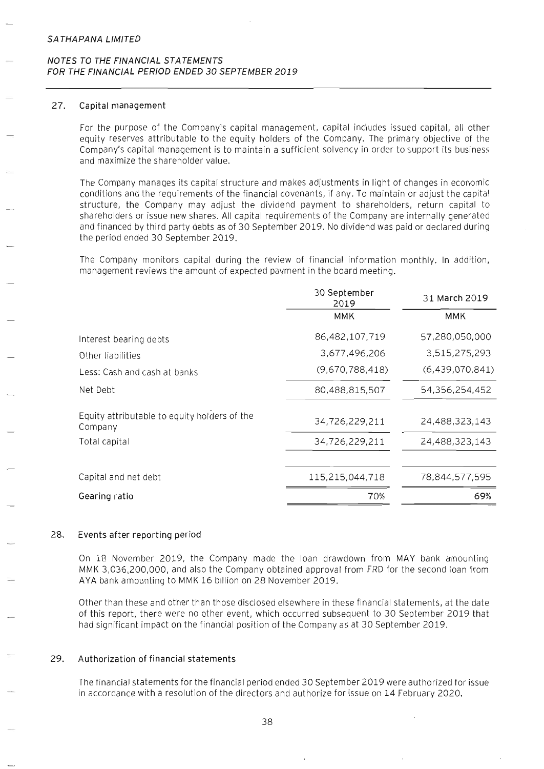## 27. Capital management

For the purpose of the Company's capital management, capital includes issued capital, all other equity reserves attributable to the equity holders of the Company. The primary objective of the Company's capital management is to maintain a sufficient solvency in order to support its business and maximize the shareholder value.

The Company manages its capital structure and makes adjustments in light of changes in economic conditions and the requirements of the financial covenants, if any. To maintain or adjust the capital structure, the Company may adjust the dividend payment to shareholders, return capital to shareholders or issue new shares. All capital requirements of the Company are internally generated and financed by third party debts as of 30 September 2019. No dividend was paid or declared during the period ended 30 September 2019.

The Company monitors capital during the review of financial information monthly. In addition, management reviews the amount of expected payment in the board meeting.

| | 30 September 2019 | 31 March 2019 |
|---|---|---|
| | MMK | MMK |
| Interest bearing debts | 86,482,107,719 | 57,280,050,000 |
| Other liabilities | 3,677,496,206 | 3,515,275,293 |
| Less: Cash and cash at banks | (9,670,788,418) | (6,439,070,841) |
| Net Debt | 80,488,815,507 | 54,356,254,452 |
| Equity attributable to equity holders of the Company | 34,726,229,211 | 24,488,323,143 |
| Total capital | 34,726,229,211 | 24,488,323,143 |
| Capital and net debt | 115,215,044,718 | 78,844,577,595 |
| **Gearing ratio** | 70% | 69% |

## 28. Events after reporting period

On 18 November 2019, the Company made the loan drawdown from MAY bank amounting MMK 3,036,200,000, and also the Company obtained approval from FRD for the second loan from AYA bank amounting to MMK 16 billion on 28 November 2019.

Other than these and other than those disclosed elsewhere in these financial statements, at the date of this report, there were no other event, which occurred subsequent to 30 September 2019 that had significant impact on the financial position of the Company as at 30 September 2019.

## 29. Authorization of financial statements

The financial statements for the financial period ended 30 September 2019 were authorized for issue in accordance with a resolution of the directors and authorize for issue on 14 February 2020.